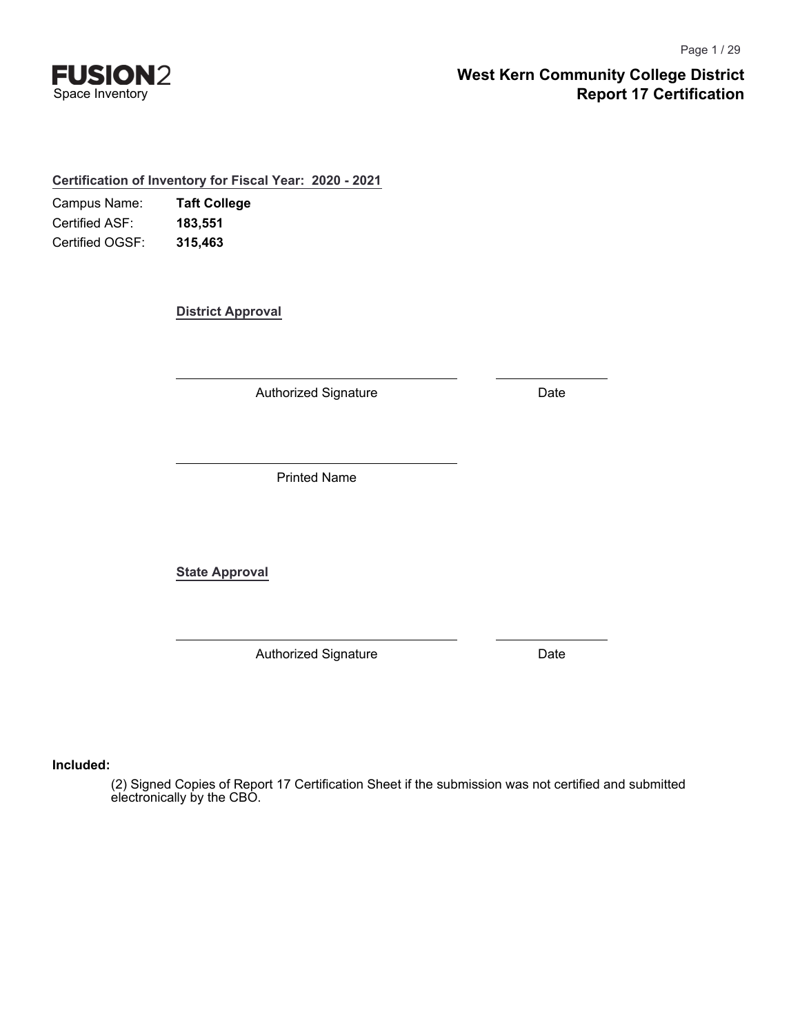FUSION2
Space Inventory

# West Kern Community College District
## Report 17 Certification

**Certification of Inventory for Fiscal Year: 2020 - 2021**

Campus Name: **Taft College**
Certified ASF: **183,551**
Certified OGSF: **315,463**

**District Approval**

_______________________________ _______________
Authorized Signature Date

_______________________________
Printed Name

**State Approval**

_______________________________ _______________
Authorized Signature Date

**Included:**

(2) Signed Copies of Report 17 Certification Sheet if the submission was not certified and submitted electronically by the CBO.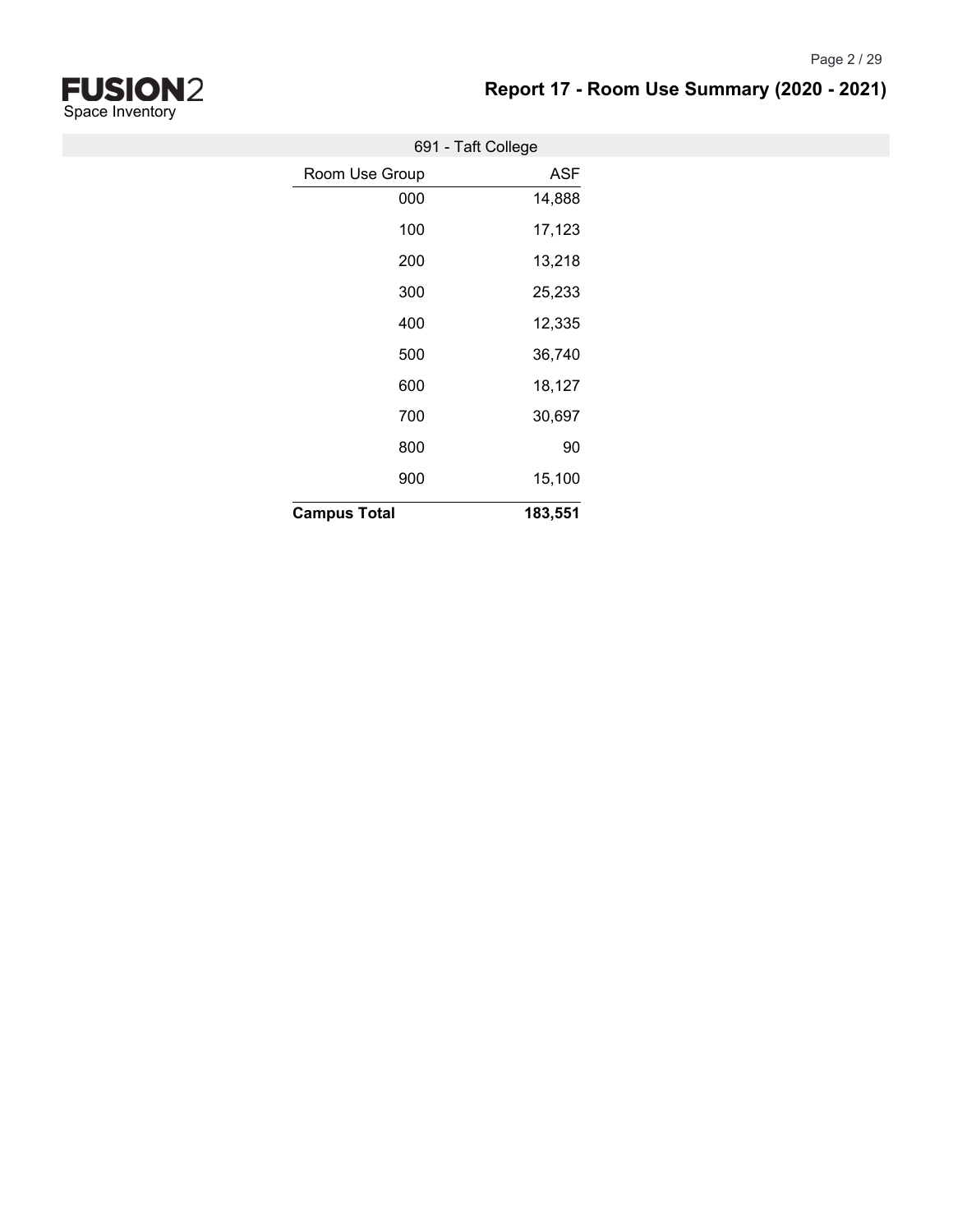**FUSION2**
Space Inventory

# Report 17 - Room Use Summary (2020 - 2021)

## 691 - Taft College

| Room Use Group | ASF |
|---|---|
| 000 | 14,888 |
| 100 | 17,123 |
| 200 | 13,218 |
| 300 | 25,233 |
| 400 | 12,335 |
| 500 | 36,740 |
| 600 | 18,127 |
| 700 | 30,697 |
| 800 | 90 |
| 900 | 15,100 |
| **Campus Total** | **183,551** |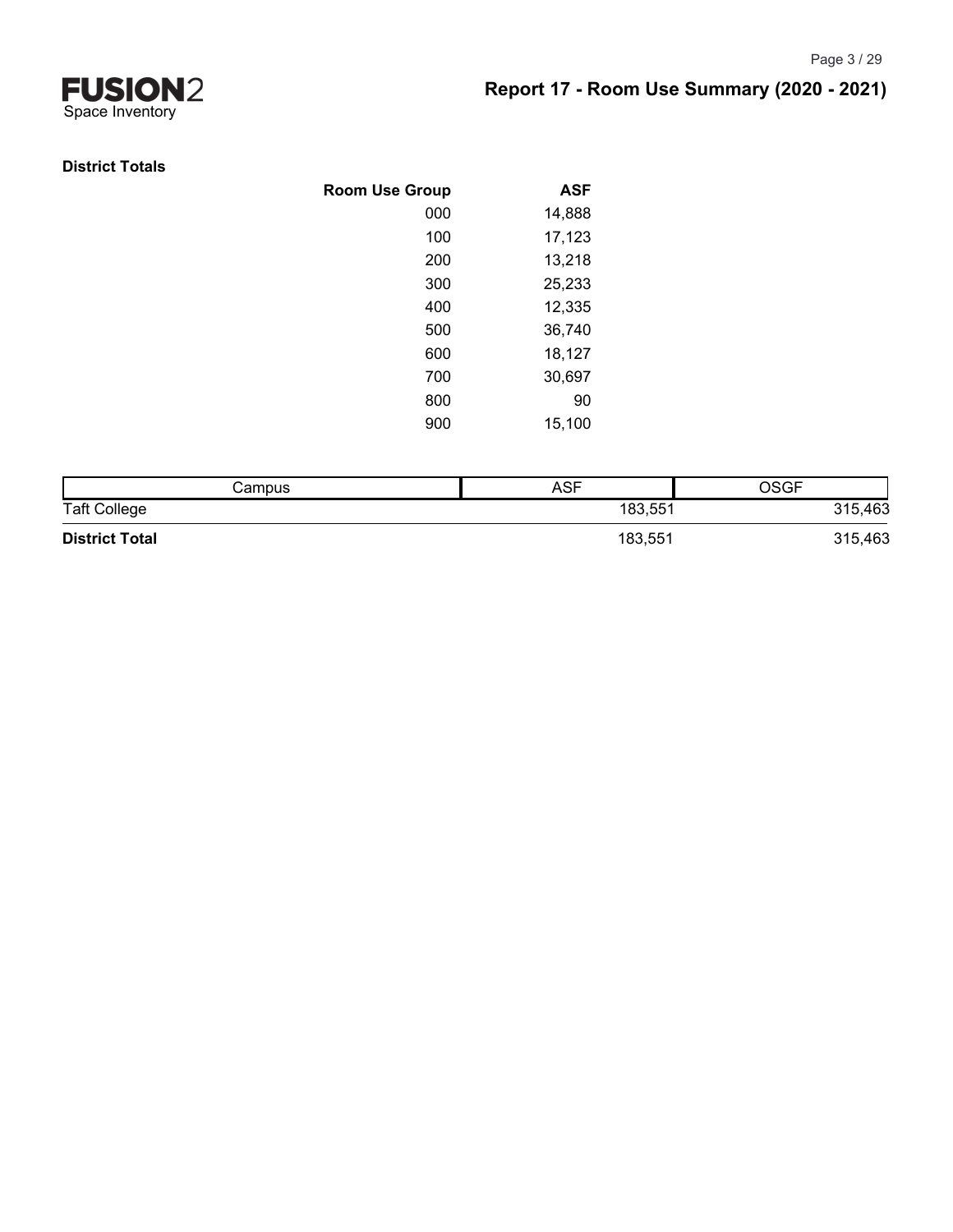## Report 17 - Room Use Summary (2020 - 2021)

**District Totals**

| Room Use Group | ASF |
|---|---|
| 000 | 14,888 |
| 100 | 17,123 |
| 200 | 13,218 |
| 300 | 25,233 |
| 400 | 12,335 |
| 500 | 36,740 |
| 600 | 18,127 |
| 700 | 30,697 |
| 800 | 90 |
| 900 | 15,100 |

| Campus | ASF | OSGF |
|---|---|---|
| Taft College | 183,551 | 315,463 |
| **District Total** | 183,551 | 315,463 |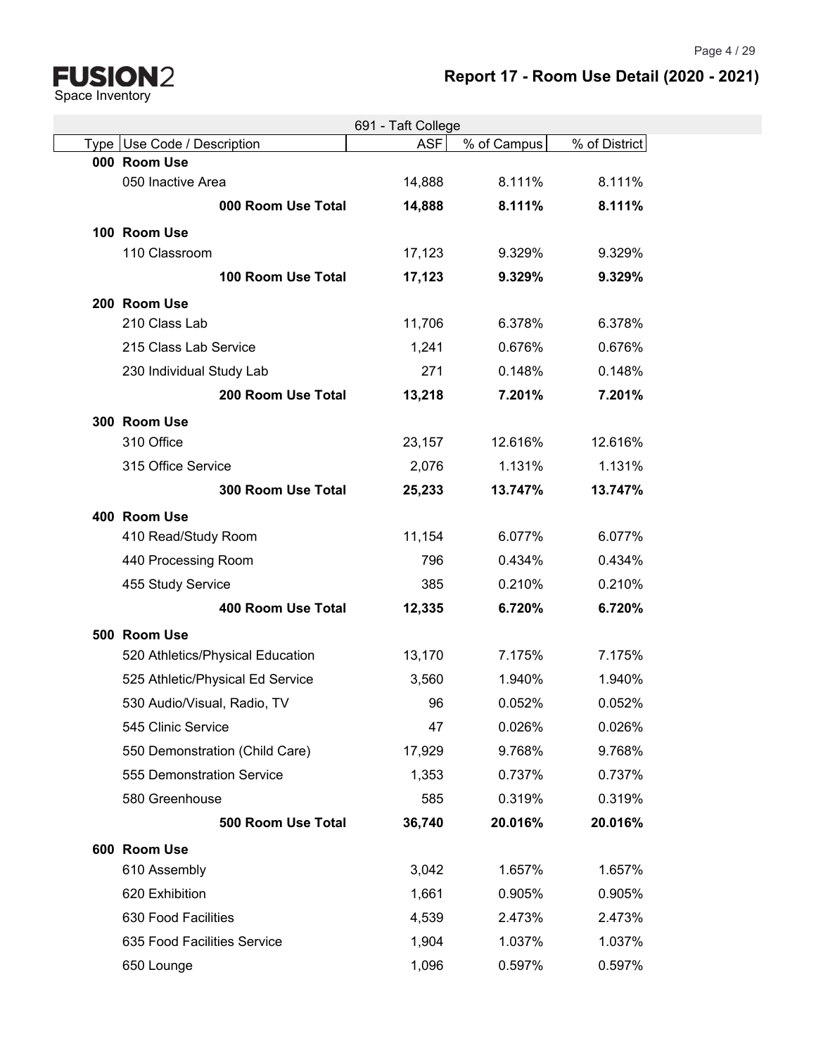# FUSION2

Space Inventory

## Report 17 - Room Use Detail (2020 - 2021)

| 691 - Taft College | | | | |
|---|---|---|---|---|
| Type | Use Code / Description | ASF | % of Campus | % of District |
| **000** | **Room Use** | | | |
| | 050 Inactive Area | 14,888 | 8.111% | 8.111% |
| | **000 Room Use Total** | **14,888** | **8.111%** | **8.111%** |
| **100** | **Room Use** | | | |
| | 110 Classroom | 17,123 | 9.329% | 9.329% |
| | **100 Room Use Total** | **17,123** | **9.329%** | **9.329%** |
| **200** | **Room Use** | | | |
| | 210 Class Lab | 11,706 | 6.378% | 6.378% |
| | 215 Class Lab Service | 1,241 | 0.676% | 0.676% |
| | 230 Individual Study Lab | 271 | 0.148% | 0.148% |
| | **200 Room Use Total** | **13,218** | **7.201%** | **7.201%** |
| **300** | **Room Use** | | | |
| | 310 Office | 23,157 | 12.616% | 12.616% |
| | 315 Office Service | 2,076 | 1.131% | 1.131% |
| | **300 Room Use Total** | **25,233** | **13.747%** | **13.747%** |
| **400** | **Room Use** | | | |
| | 410 Read/Study Room | 11,154 | 6.077% | 6.077% |
| | 440 Processing Room | 796 | 0.434% | 0.434% |
| | 455 Study Service | 385 | 0.210% | 0.210% |
| | **400 Room Use Total** | **12,335** | **6.720%** | **6.720%** |
| **500** | **Room Use** | | | |
| | 520 Athletics/Physical Education | 13,170 | 7.175% | 7.175% |
| | 525 Athletic/Physical Ed Service | 3,560 | 1.940% | 1.940% |
| | 530 Audio/Visual, Radio, TV | 96 | 0.052% | 0.052% |
| | 545 Clinic Service | 47 | 0.026% | 0.026% |
| | 550 Demonstration (Child Care) | 17,929 | 9.768% | 9.768% |
| | 555 Demonstration Service | 1,353 | 0.737% | 0.737% |
| | 580 Greenhouse | 585 | 0.319% | 0.319% |
| | **500 Room Use Total** | **36,740** | **20.016%** | **20.016%** |
| **600** | **Room Use** | | | |
| | 610 Assembly | 3,042 | 1.657% | 1.657% |
| | 620 Exhibition | 1,661 | 0.905% | 0.905% |
| | 630 Food Facilities | 4,539 | 2.473% | 2.473% |
| | 635 Food Facilities Service | 1,904 | 1.037% | 1.037% |
| | 650 Lounge | 1,096 | 0.597% | 0.597% |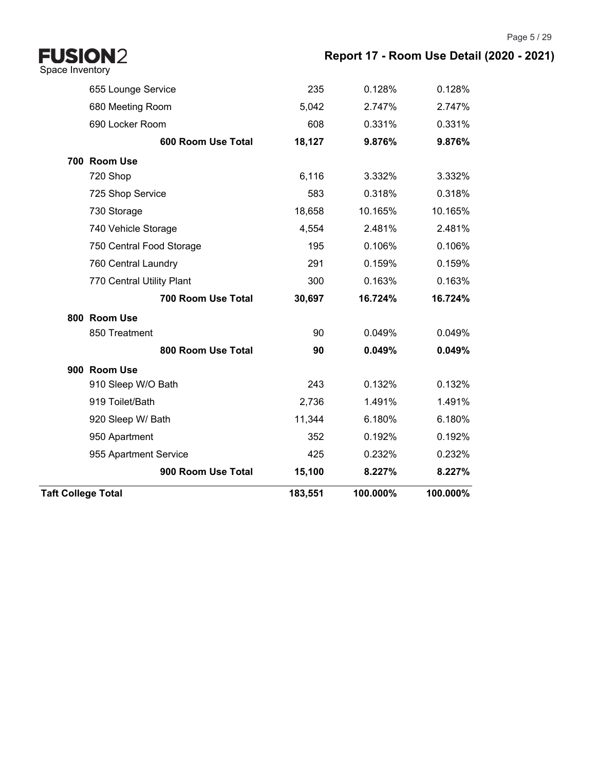# Report 17 - Room Use Detail (2020 - 2021)

| | | | |
|---|---|---|---|
| 655 Lounge Service | 235 | 0.128% | 0.128% |
| 680 Meeting Room | 5,042 | 2.747% | 2.747% |
| 690 Locker Room | 608 | 0.331% | 0.331% |
| **600 Room Use Total** | **18,127** | **9.876%** | **9.876%** |
| **700 Room Use** | | | |
| 720 Shop | 6,116 | 3.332% | 3.332% |
| 725 Shop Service | 583 | 0.318% | 0.318% |
| 730 Storage | 18,658 | 10.165% | 10.165% |
| 740 Vehicle Storage | 4,554 | 2.481% | 2.481% |
| 750 Central Food Storage | 195 | 0.106% | 0.106% |
| 760 Central Laundry | 291 | 0.159% | 0.159% |
| 770 Central Utility Plant | 300 | 0.163% | 0.163% |
| **700 Room Use Total** | **30,697** | **16.724%** | **16.724%** |
| **800 Room Use** | | | |
| 850 Treatment | 90 | 0.049% | 0.049% |
| **800 Room Use Total** | **90** | **0.049%** | **0.049%** |
| **900 Room Use** | | | |
| 910 Sleep W/O Bath | 243 | 0.132% | 0.132% |
| 919 Toilet/Bath | 2,736 | 1.491% | 1.491% |
| 920 Sleep W/ Bath | 11,344 | 6.180% | 6.180% |
| 950 Apartment | 352 | 0.192% | 0.192% |
| 955 Apartment Service | 425 | 0.232% | 0.232% |
| **900 Room Use Total** | **15,100** | **8.227%** | **8.227%** |
| **Taft College Total** | **183,551** | **100.000%** | **100.000%** |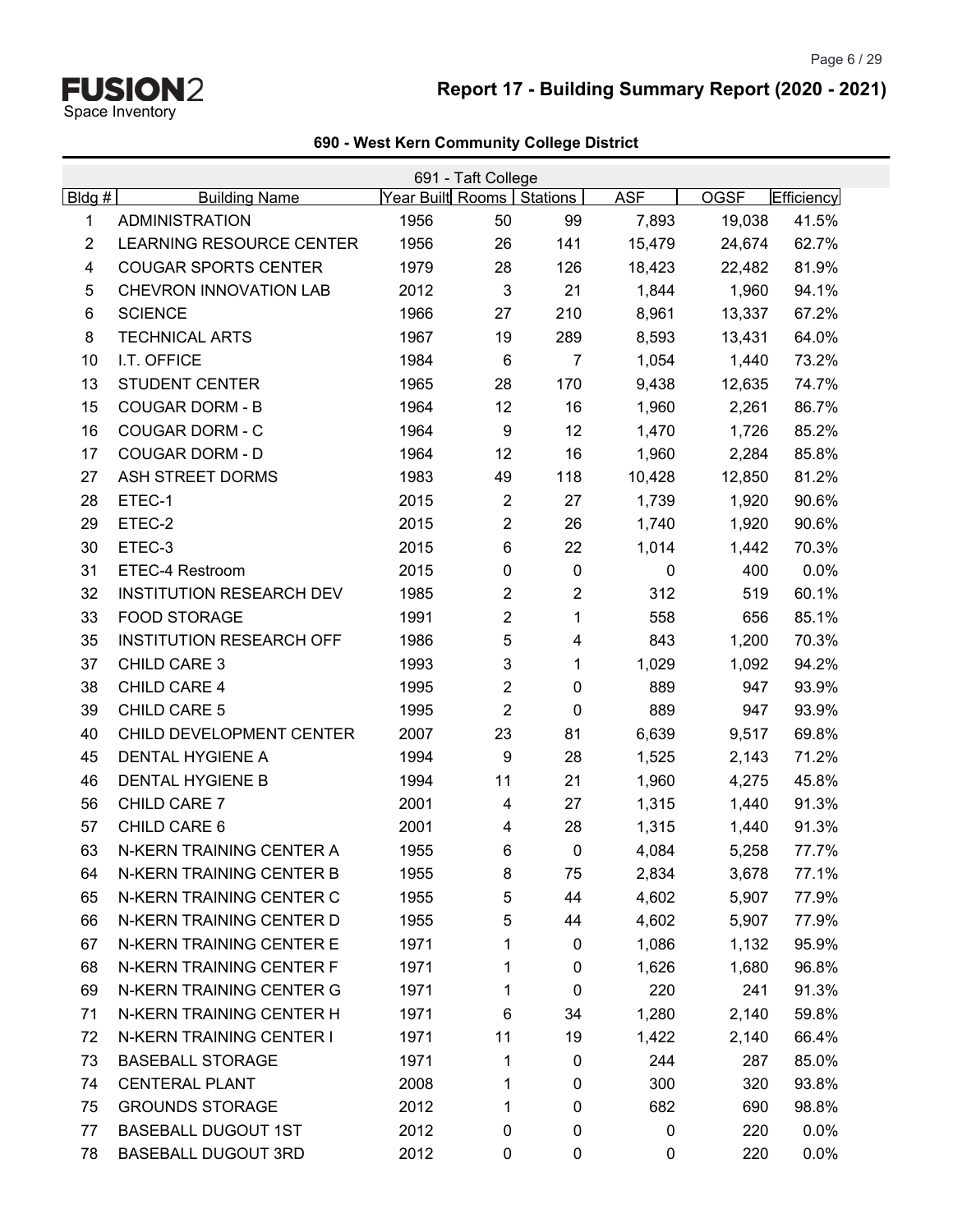FUSION2
Space Inventory

# Report 17 - Building Summary Report (2020 - 2021)

## 690 - West Kern Community College District

| 691 - Taft College | | | | | | | |
|---|---|---|---|---|---|---|---|
| Bldg # | Building Name | Year Built | Rooms | Stations | ASF | OGSF | Efficiency |
| 1 | ADMINISTRATION | 1956 | 50 | 99 | 7,893 | 19,038 | 41.5% |
| 2 | LEARNING RESOURCE CENTER | 1956 | 26 | 141 | 15,479 | 24,674 | 62.7% |
| 4 | COUGAR SPORTS CENTER | 1979 | 28 | 126 | 18,423 | 22,482 | 81.9% |
| 5 | CHEVRON INNOVATION LAB | 2012 | 3 | 21 | 1,844 | 1,960 | 94.1% |
| 6 | SCIENCE | 1966 | 27 | 210 | 8,961 | 13,337 | 67.2% |
| 8 | TECHNICAL ARTS | 1967 | 19 | 289 | 8,593 | 13,431 | 64.0% |
| 10 | I.T. OFFICE | 1984 | 6 | 7 | 1,054 | 1,440 | 73.2% |
| 13 | STUDENT CENTER | 1965 | 28 | 170 | 9,438 | 12,635 | 74.7% |
| 15 | COUGAR DORM - B | 1964 | 12 | 16 | 1,960 | 2,261 | 86.7% |
| 16 | COUGAR DORM - C | 1964 | 9 | 12 | 1,470 | 1,726 | 85.2% |
| 17 | COUGAR DORM - D | 1964 | 12 | 16 | 1,960 | 2,284 | 85.8% |
| 27 | ASH STREET DORMS | 1983 | 49 | 118 | 10,428 | 12,850 | 81.2% |
| 28 | ETEC-1 | 2015 | 2 | 27 | 1,739 | 1,920 | 90.6% |
| 29 | ETEC-2 | 2015 | 2 | 26 | 1,740 | 1,920 | 90.6% |
| 30 | ETEC-3 | 2015 | 6 | 22 | 1,014 | 1,442 | 70.3% |
| 31 | ETEC-4 Restroom | 2015 | 0 | 0 | 0 | 400 | 0.0% |
| 32 | INSTITUTION RESEARCH DEV | 1985 | 2 | 2 | 312 | 519 | 60.1% |
| 33 | FOOD STORAGE | 1991 | 2 | 1 | 558 | 656 | 85.1% |
| 35 | INSTITUTION RESEARCH OFF | 1986 | 5 | 4 | 843 | 1,200 | 70.3% |
| 37 | CHILD CARE 3 | 1993 | 3 | 1 | 1,029 | 1,092 | 94.2% |
| 38 | CHILD CARE 4 | 1995 | 2 | 0 | 889 | 947 | 93.9% |
| 39 | CHILD CARE 5 | 1995 | 2 | 0 | 889 | 947 | 93.9% |
| 40 | CHILD DEVELOPMENT CENTER | 2007 | 23 | 81 | 6,639 | 9,517 | 69.8% |
| 45 | DENTAL HYGIENE A | 1994 | 9 | 28 | 1,525 | 2,143 | 71.2% |
| 46 | DENTAL HYGIENE B | 1994 | 11 | 21 | 1,960 | 4,275 | 45.8% |
| 56 | CHILD CARE 7 | 2001 | 4 | 27 | 1,315 | 1,440 | 91.3% |
| 57 | CHILD CARE 6 | 2001 | 4 | 28 | 1,315 | 1,440 | 91.3% |
| 63 | N-KERN TRAINING CENTER A | 1955 | 6 | 0 | 4,084 | 5,258 | 77.7% |
| 64 | N-KERN TRAINING CENTER B | 1955 | 8 | 75 | 2,834 | 3,678 | 77.1% |
| 65 | N-KERN TRAINING CENTER C | 1955 | 5 | 44 | 4,602 | 5,907 | 77.9% |
| 66 | N-KERN TRAINING CENTER D | 1955 | 5 | 44 | 4,602 | 5,907 | 77.9% |
| 67 | N-KERN TRAINING CENTER E | 1971 | 1 | 0 | 1,086 | 1,132 | 95.9% |
| 68 | N-KERN TRAINING CENTER F | 1971 | 1 | 0 | 1,626 | 1,680 | 96.8% |
| 69 | N-KERN TRAINING CENTER G | 1971 | 1 | 0 | 220 | 241 | 91.3% |
| 71 | N-KERN TRAINING CENTER H | 1971 | 6 | 34 | 1,280 | 2,140 | 59.8% |
| 72 | N-KERN TRAINING CENTER I | 1971 | 11 | 19 | 1,422 | 2,140 | 66.4% |
| 73 | BASEBALL STORAGE | 1971 | 1 | 0 | 244 | 287 | 85.0% |
| 74 | CENTERAL PLANT | 2008 | 1 | 0 | 300 | 320 | 93.8% |
| 75 | GROUNDS STORAGE | 2012 | 1 | 0 | 682 | 690 | 98.8% |
| 77 | BASEBALL DUGOUT 1ST | 2012 | 0 | 0 | 0 | 220 | 0.0% |
| 78 | BASEBALL DUGOUT 3RD | 2012 | 0 | 0 | 0 | 220 | 0.0% |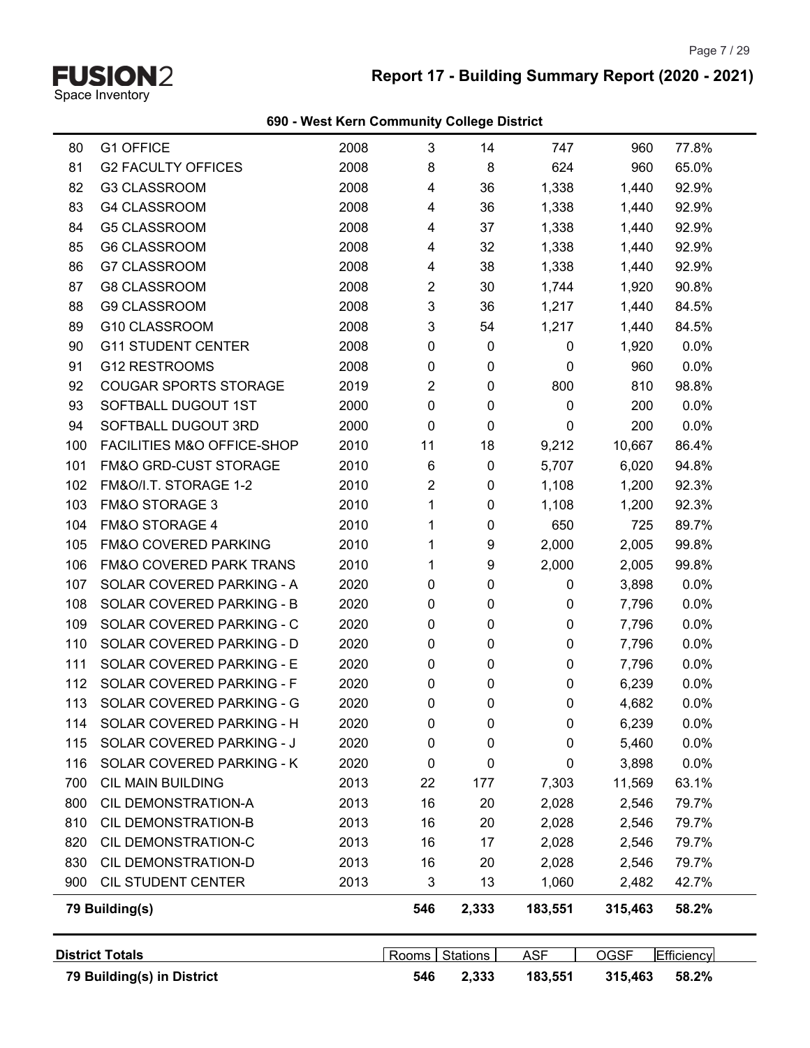**FUSION2** Space Inventory

## Report 17 - Building Summary Report (2020 - 2021)

### 690 - West Kern Community College District

| | | | | | | | |
|---|---|---|---|---|---|---|---|
| 80 | G1 OFFICE | 2008 | 3 | 14 | 747 | 960 | 77.8% |
| 81 | G2 FACULTY OFFICES | 2008 | 8 | 8 | 624 | 960 | 65.0% |
| 82 | G3 CLASSROOM | 2008 | 4 | 36 | 1,338 | 1,440 | 92.9% |
| 83 | G4 CLASSROOM | 2008 | 4 | 36 | 1,338 | 1,440 | 92.9% |
| 84 | G5 CLASSROOM | 2008 | 4 | 37 | 1,338 | 1,440 | 92.9% |
| 85 | G6 CLASSROOM | 2008 | 4 | 32 | 1,338 | 1,440 | 92.9% |
| 86 | G7 CLASSROOM | 2008 | 4 | 38 | 1,338 | 1,440 | 92.9% |
| 87 | G8 CLASSROOM | 2008 | 2 | 30 | 1,744 | 1,920 | 90.8% |
| 88 | G9 CLASSROOM | 2008 | 3 | 36 | 1,217 | 1,440 | 84.5% |
| 89 | G10 CLASSROOM | 2008 | 3 | 54 | 1,217 | 1,440 | 84.5% |
| 90 | G11 STUDENT CENTER | 2008 | 0 | 0 | 0 | 1,920 | 0.0% |
| 91 | G12 RESTROOMS | 2008 | 0 | 0 | 0 | 960 | 0.0% |
| 92 | COUGAR SPORTS STORAGE | 2019 | 2 | 0 | 800 | 810 | 98.8% |
| 93 | SOFTBALL DUGOUT 1ST | 2000 | 0 | 0 | 0 | 200 | 0.0% |
| 94 | SOFTBALL DUGOUT 3RD | 2000 | 0 | 0 | 0 | 200 | 0.0% |
| 100 | FACILITIES M&O OFFICE-SHOP | 2010 | 11 | 18 | 9,212 | 10,667 | 86.4% |
| 101 | FM&O GRD-CUST STORAGE | 2010 | 6 | 0 | 5,707 | 6,020 | 94.8% |
| 102 | FM&O/I.T. STORAGE 1-2 | 2010 | 2 | 0 | 1,108 | 1,200 | 92.3% |
| 103 | FM&O STORAGE 3 | 2010 | 1 | 0 | 1,108 | 1,200 | 92.3% |
| 104 | FM&O STORAGE 4 | 2010 | 1 | 0 | 650 | 725 | 89.7% |
| 105 | FM&O COVERED PARKING | 2010 | 1 | 9 | 2,000 | 2,005 | 99.8% |
| 106 | FM&O COVERED PARK TRANS | 2010 | 1 | 9 | 2,000 | 2,005 | 99.8% |
| 107 | SOLAR COVERED PARKING - A | 2020 | 0 | 0 | 0 | 3,898 | 0.0% |
| 108 | SOLAR COVERED PARKING - B | 2020 | 0 | 0 | 0 | 7,796 | 0.0% |
| 109 | SOLAR COVERED PARKING - C | 2020 | 0 | 0 | 0 | 7,796 | 0.0% |
| 110 | SOLAR COVERED PARKING - D | 2020 | 0 | 0 | 0 | 7,796 | 0.0% |
| 111 | SOLAR COVERED PARKING - E | 2020 | 0 | 0 | 0 | 7,796 | 0.0% |
| 112 | SOLAR COVERED PARKING - F | 2020 | 0 | 0 | 0 | 6,239 | 0.0% |
| 113 | SOLAR COVERED PARKING - G | 2020 | 0 | 0 | 0 | 4,682 | 0.0% |
| 114 | SOLAR COVERED PARKING - H | 2020 | 0 | 0 | 0 | 6,239 | 0.0% |
| 115 | SOLAR COVERED PARKING - J | 2020 | 0 | 0 | 0 | 5,460 | 0.0% |
| 116 | SOLAR COVERED PARKING - K | 2020 | 0 | 0 | 0 | 3,898 | 0.0% |
| 700 | CIL MAIN BUILDING | 2013 | 22 | 177 | 7,303 | 11,569 | 63.1% |
| 800 | CIL DEMONSTRATION-A | 2013 | 16 | 20 | 2,028 | 2,546 | 79.7% |
| 810 | CIL DEMONSTRATION-B | 2013 | 16 | 20 | 2,028 | 2,546 | 79.7% |
| 820 | CIL DEMONSTRATION-C | 2013 | 16 | 17 | 2,028 | 2,546 | 79.7% |
| 830 | CIL DEMONSTRATION-D | 2013 | 16 | 20 | 2,028 | 2,546 | 79.7% |
| 900 | CIL STUDENT CENTER | 2013 | 3 | 13 | 1,060 | 2,482 | 42.7% |
| **79 Building(s)** | | | **546** | **2,333** | **183,551** | **315,463** | **58.2%** |

| **District Totals** | Rooms | Stations | ASF | OGSF | Efficiency |
|---|---|---|---|---|---|
| **79 Building(s) in District** | **546** | **2,333** | **183,551** | **315,463** | **58.2%** |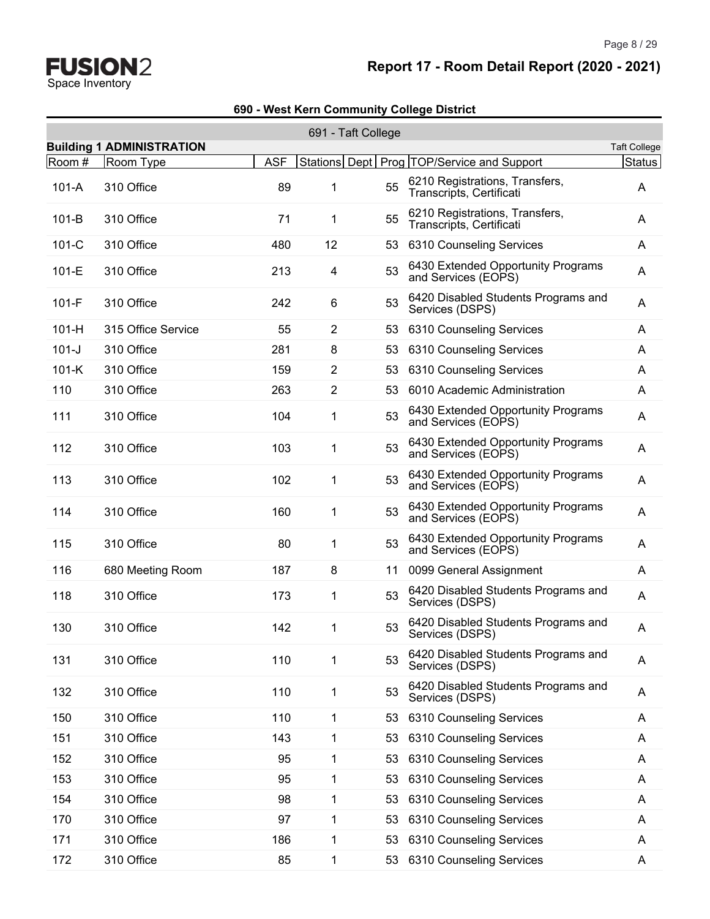## 690 - West Kern Community College District

### 691 - Taft College

**Building 1 ADMINISTRATION** — Taft College

| Room # | Room Type | ASF | Stations | Dept | Prog | TOP/Service and Support | Status |
|---|---|---|---|---|---|---|---|
| 101-A | 310 Office | 89 | 1 | | 55 | 6210 Registrations, Transfers, Transcripts, Certificati | A |
| 101-B | 310 Office | 71 | 1 | | 55 | 6210 Registrations, Transfers, Transcripts, Certificati | A |
| 101-C | 310 Office | 480 | 12 | | 53 | 6310 Counseling Services | A |
| 101-E | 310 Office | 213 | 4 | | 53 | 6430 Extended Opportunity Programs and Services (EOPS) | A |
| 101-F | 310 Office | 242 | 6 | | 53 | 6420 Disabled Students Programs and Services (DSPS) | A |
| 101-H | 315 Office Service | 55 | 2 | | 53 | 6310 Counseling Services | A |
| 101-J | 310 Office | 281 | 8 | | 53 | 6310 Counseling Services | A |
| 101-K | 310 Office | 159 | 2 | | 53 | 6310 Counseling Services | A |
| 110 | 310 Office | 263 | 2 | | 53 | 6010 Academic Administration | A |
| 111 | 310 Office | 104 | 1 | | 53 | 6430 Extended Opportunity Programs and Services (EOPS) | A |
| 112 | 310 Office | 103 | 1 | | 53 | 6430 Extended Opportunity Programs and Services (EOPS) | A |
| 113 | 310 Office | 102 | 1 | | 53 | 6430 Extended Opportunity Programs and Services (EOPS) | A |
| 114 | 310 Office | 160 | 1 | | 53 | 6430 Extended Opportunity Programs and Services (EOPS) | A |
| 115 | 310 Office | 80 | 1 | | 53 | 6430 Extended Opportunity Programs and Services (EOPS) | A |
| 116 | 680 Meeting Room | 187 | 8 | | 11 | 0099 General Assignment | A |
| 118 | 310 Office | 173 | 1 | | 53 | 6420 Disabled Students Programs and Services (DSPS) | A |
| 130 | 310 Office | 142 | 1 | | 53 | 6420 Disabled Students Programs and Services (DSPS) | A |
| 131 | 310 Office | 110 | 1 | | 53 | 6420 Disabled Students Programs and Services (DSPS) | A |
| 132 | 310 Office | 110 | 1 | | 53 | 6420 Disabled Students Programs and Services (DSPS) | A |
| 150 | 310 Office | 110 | 1 | | 53 | 6310 Counseling Services | A |
| 151 | 310 Office | 143 | 1 | | 53 | 6310 Counseling Services | A |
| 152 | 310 Office | 95 | 1 | | 53 | 6310 Counseling Services | A |
| 153 | 310 Office | 95 | 1 | | 53 | 6310 Counseling Services | A |
| 154 | 310 Office | 98 | 1 | | 53 | 6310 Counseling Services | A |
| 170 | 310 Office | 97 | 1 | | 53 | 6310 Counseling Services | A |
| 171 | 310 Office | 186 | 1 | | 53 | 6310 Counseling Services | A |
| 172 | 310 Office | 85 | 1 | | 53 | 6310 Counseling Services | A |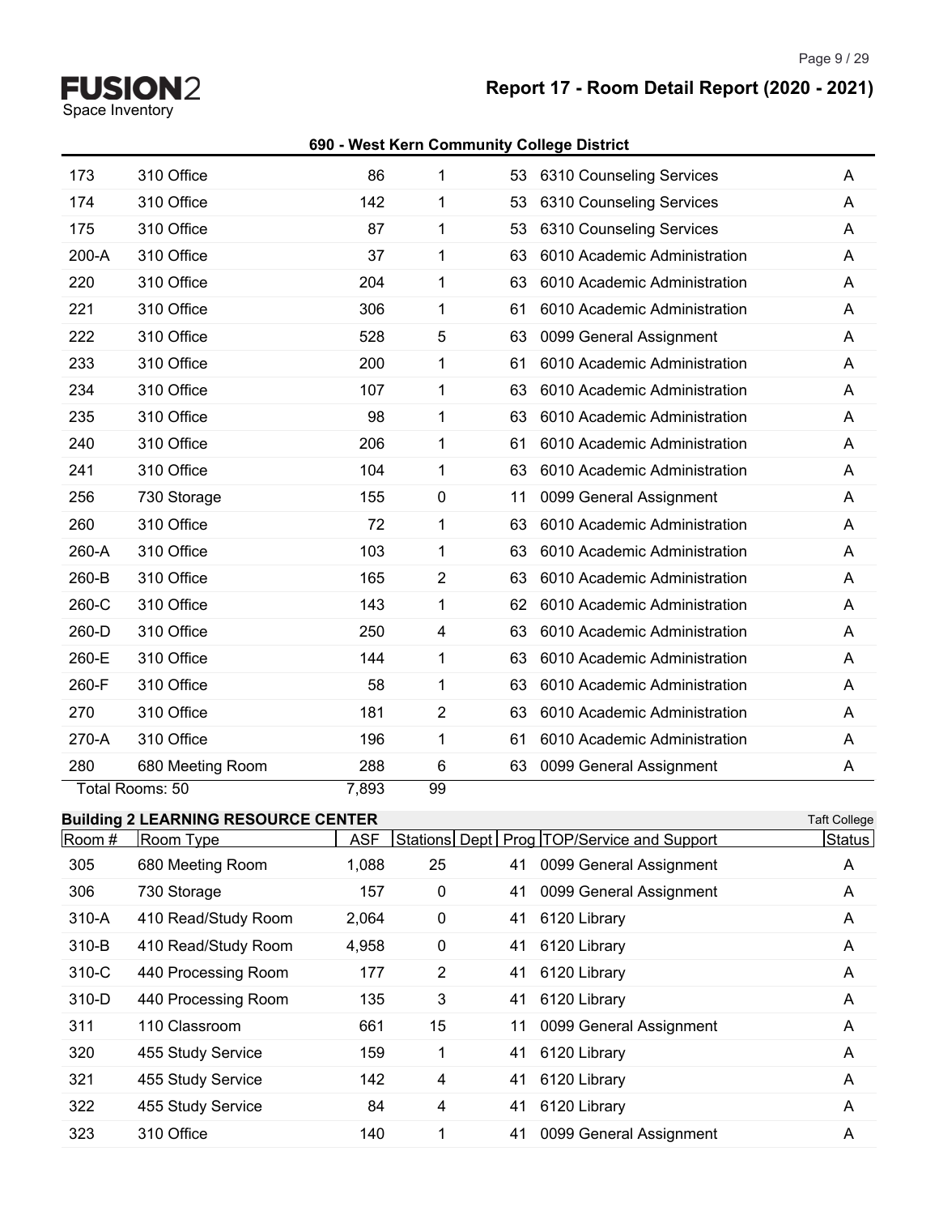# Report 17 - Room Detail Report (2020 - 2021)

**690 - West Kern Community College District**

| Room # | Room Type | ASF | Stations | Dept | Prog | TOP/Service and Support | Status |
|---|---|---|---|---|---|---|---|
| 173 | 310 Office | 86 | 1 | | 53 | 6310 Counseling Services | A |
| 174 | 310 Office | 142 | 1 | | 53 | 6310 Counseling Services | A |
| 175 | 310 Office | 87 | 1 | | 53 | 6310 Counseling Services | A |
| 200-A | 310 Office | 37 | 1 | | 63 | 6010 Academic Administration | A |
| 220 | 310 Office | 204 | 1 | | 63 | 6010 Academic Administration | A |
| 221 | 310 Office | 306 | 1 | | 61 | 6010 Academic Administration | A |
| 222 | 310 Office | 528 | 5 | | 63 | 0099 General Assignment | A |
| 233 | 310 Office | 200 | 1 | | 61 | 6010 Academic Administration | A |
| 234 | 310 Office | 107 | 1 | | 63 | 6010 Academic Administration | A |
| 235 | 310 Office | 98 | 1 | | 63 | 6010 Academic Administration | A |
| 240 | 310 Office | 206 | 1 | | 61 | 6010 Academic Administration | A |
| 241 | 310 Office | 104 | 1 | | 63 | 6010 Academic Administration | A |
| 256 | 730 Storage | 155 | 0 | | 11 | 0099 General Assignment | A |
| 260 | 310 Office | 72 | 1 | | 63 | 6010 Academic Administration | A |
| 260-A | 310 Office | 103 | 1 | | 63 | 6010 Academic Administration | A |
| 260-B | 310 Office | 165 | 2 | | 63 | 6010 Academic Administration | A |
| 260-C | 310 Office | 143 | 1 | | 62 | 6010 Academic Administration | A |
| 260-D | 310 Office | 250 | 4 | | 63 | 6010 Academic Administration | A |
| 260-E | 310 Office | 144 | 1 | | 63 | 6010 Academic Administration | A |
| 260-F | 310 Office | 58 | 1 | | 63 | 6010 Academic Administration | A |
| 270 | 310 Office | 181 | 2 | | 63 | 6010 Academic Administration | A |
| 270-A | 310 Office | 196 | 1 | | 61 | 6010 Academic Administration | A |
| 280 | 680 Meeting Room | 288 | 6 | | 63 | 0099 General Assignment | A |
| Total Rooms: 50 | | 7,893 | 99 | | | | |

**Building 2 LEARNING RESOURCE CENTER** — Taft College

| Room # | Room Type | ASF | Stations | Dept | Prog | TOP/Service and Support | Status |
|---|---|---|---|---|---|---|---|
| 305 | 680 Meeting Room | 1,088 | 25 | | 41 | 0099 General Assignment | A |
| 306 | 730 Storage | 157 | 0 | | 41 | 0099 General Assignment | A |
| 310-A | 410 Read/Study Room | 2,064 | 0 | | 41 | 6120 Library | A |
| 310-B | 410 Read/Study Room | 4,958 | 0 | | 41 | 6120 Library | A |
| 310-C | 440 Processing Room | 177 | 2 | | 41 | 6120 Library | A |
| 310-D | 440 Processing Room | 135 | 3 | | 41 | 6120 Library | A |
| 311 | 110 Classroom | 661 | 15 | | 11 | 0099 General Assignment | A |
| 320 | 455 Study Service | 159 | 1 | | 41 | 6120 Library | A |
| 321 | 455 Study Service | 142 | 4 | | 41 | 6120 Library | A |
| 322 | 455 Study Service | 84 | 4 | | 41 | 6120 Library | A |
| 323 | 310 Office | 140 | 1 | | 41 | 0099 General Assignment | A |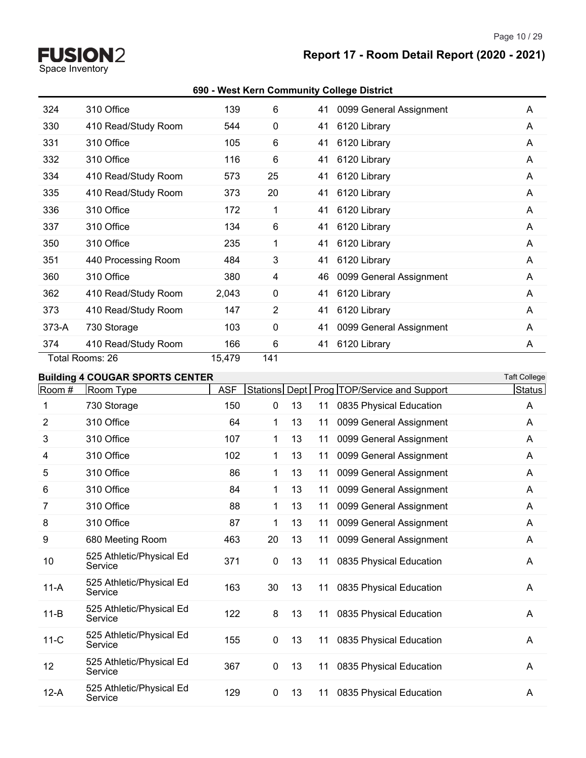# Report 17 - Room Detail Report (2020 - 2021)

**690 - West Kern Community College District**

| Room # | Room Type | ASF | Stations | Dept | Prog | TOP/Service and Support | Status |
|---|---|---|---|---|---|---|---|
| 324 | 310 Office | 139 | 6 | | 41 | 0099 General Assignment | A |
| 330 | 410 Read/Study Room | 544 | 0 | | 41 | 6120 Library | A |
| 331 | 310 Office | 105 | 6 | | 41 | 6120 Library | A |
| 332 | 310 Office | 116 | 6 | | 41 | 6120 Library | A |
| 334 | 410 Read/Study Room | 573 | 25 | | 41 | 6120 Library | A |
| 335 | 410 Read/Study Room | 373 | 20 | | 41 | 6120 Library | A |
| 336 | 310 Office | 172 | 1 | | 41 | 6120 Library | A |
| 337 | 310 Office | 134 | 6 | | 41 | 6120 Library | A |
| 350 | 310 Office | 235 | 1 | | 41 | 6120 Library | A |
| 351 | 440 Processing Room | 484 | 3 | | 41 | 6120 Library | A |
| 360 | 310 Office | 380 | 4 | | 46 | 0099 General Assignment | A |
| 362 | 410 Read/Study Room | 2,043 | 0 | | 41 | 6120 Library | A |
| 373 | 410 Read/Study Room | 147 | 2 | | 41 | 6120 Library | A |
| 373-A | 730 Storage | 103 | 0 | | 41 | 0099 General Assignment | A |
| 374 | 410 Read/Study Room | 166 | 6 | | 41 | 6120 Library | A |
| Total Rooms: 26 | | 15,479 | 141 | | | | |

**Building 4 COUGAR SPORTS CENTER** — Taft College

| Room # | Room Type | ASF | Stations | Dept | Prog | TOP/Service and Support | Status |
|---|---|---|---|---|---|---|---|
| 1 | 730 Storage | 150 | 0 | 13 | 11 | 0835 Physical Education | A |
| 2 | 310 Office | 64 | 1 | 13 | 11 | 0099 General Assignment | A |
| 3 | 310 Office | 107 | 1 | 13 | 11 | 0099 General Assignment | A |
| 4 | 310 Office | 102 | 1 | 13 | 11 | 0099 General Assignment | A |
| 5 | 310 Office | 86 | 1 | 13 | 11 | 0099 General Assignment | A |
| 6 | 310 Office | 84 | 1 | 13 | 11 | 0099 General Assignment | A |
| 7 | 310 Office | 88 | 1 | 13 | 11 | 0099 General Assignment | A |
| 8 | 310 Office | 87 | 1 | 13 | 11 | 0099 General Assignment | A |
| 9 | 680 Meeting Room | 463 | 20 | 13 | 11 | 0099 General Assignment | A |
| 10 | 525 Athletic/Physical Ed Service | 371 | 0 | 13 | 11 | 0835 Physical Education | A |
| 11-A | 525 Athletic/Physical Ed Service | 163 | 30 | 13 | 11 | 0835 Physical Education | A |
| 11-B | 525 Athletic/Physical Ed Service | 122 | 8 | 13 | 11 | 0835 Physical Education | A |
| 11-C | 525 Athletic/Physical Ed Service | 155 | 0 | 13 | 11 | 0835 Physical Education | A |
| 12 | 525 Athletic/Physical Ed Service | 367 | 0 | 13 | 11 | 0835 Physical Education | A |
| 12-A | 525 Athletic/Physical Ed Service | 129 | 0 | 13 | 11 | 0835 Physical Education | A |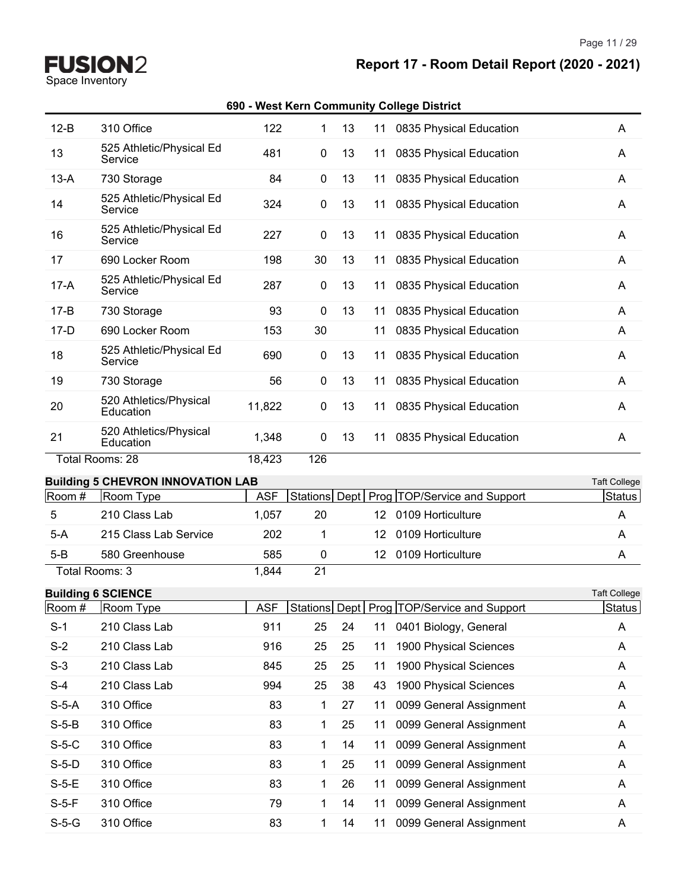**690 - West Kern Community College District**

| Room # | Room Type | ASF | Stations | Dept | Prog | TOP/Service and Support | Status |
|---|---|---|---|---|---|---|---|
| 12-B | 310 Office | 122 | 1 | 13 | 11 | 0835 Physical Education | A |
| 13 | 525 Athletic/Physical Ed Service | 481 | 0 | 13 | 11 | 0835 Physical Education | A |
| 13-A | 730 Storage | 84 | 0 | 13 | 11 | 0835 Physical Education | A |
| 14 | 525 Athletic/Physical Ed Service | 324 | 0 | 13 | 11 | 0835 Physical Education | A |
| 16 | 525 Athletic/Physical Ed Service | 227 | 0 | 13 | 11 | 0835 Physical Education | A |
| 17 | 690 Locker Room | 198 | 30 | 13 | 11 | 0835 Physical Education | A |
| 17-A | 525 Athletic/Physical Ed Service | 287 | 0 | 13 | 11 | 0835 Physical Education | A |
| 17-B | 730 Storage | 93 | 0 | 13 | 11 | 0835 Physical Education | A |
| 17-D | 690 Locker Room | 153 | 30 | | 11 | 0835 Physical Education | A |
| 18 | 525 Athletic/Physical Ed Service | 690 | 0 | 13 | 11 | 0835 Physical Education | A |
| 19 | 730 Storage | 56 | 0 | 13 | 11 | 0835 Physical Education | A |
| 20 | 520 Athletics/Physical Education | 11,822 | 0 | 13 | 11 | 0835 Physical Education | A |
| 21 | 520 Athletics/Physical Education | 1,348 | 0 | 13 | 11 | 0835 Physical Education | A |
| Total Rooms: 28 | | 18,423 | 126 | | | | |

**Building 5 CHEVRON INNOVATION LAB** — Taft College

| Room # | Room Type | ASF | Stations | Dept | Prog | TOP/Service and Support | Status |
|---|---|---|---|---|---|---|---|
| 5 | 210 Class Lab | 1,057 | 20 | | 12 | 0109 Horticulture | A |
| 5-A | 215 Class Lab Service | 202 | 1 | | 12 | 0109 Horticulture | A |
| 5-B | 580 Greenhouse | 585 | 0 | | 12 | 0109 Horticulture | A |
| Total Rooms: 3 | | 1,844 | 21 | | | | |

**Building 6 SCIENCE** — Taft College

| Room # | Room Type | ASF | Stations | Dept | Prog | TOP/Service and Support | Status |
|---|---|---|---|---|---|---|---|
| S-1 | 210 Class Lab | 911 | 25 | 24 | 11 | 0401 Biology, General | A |
| S-2 | 210 Class Lab | 916 | 25 | 25 | 11 | 1900 Physical Sciences | A |
| S-3 | 210 Class Lab | 845 | 25 | 25 | 11 | 1900 Physical Sciences | A |
| S-4 | 210 Class Lab | 994 | 25 | 38 | 43 | 1900 Physical Sciences | A |
| S-5-A | 310 Office | 83 | 1 | 27 | 11 | 0099 General Assignment | A |
| S-5-B | 310 Office | 83 | 1 | 25 | 11 | 0099 General Assignment | A |
| S-5-C | 310 Office | 83 | 1 | 14 | 11 | 0099 General Assignment | A |
| S-5-D | 310 Office | 83 | 1 | 25 | 11 | 0099 General Assignment | A |
| S-5-E | 310 Office | 83 | 1 | 26 | 11 | 0099 General Assignment | A |
| S-5-F | 310 Office | 79 | 1 | 14 | 11 | 0099 General Assignment | A |
| S-5-G | 310 Office | 83 | 1 | 14 | 11 | 0099 General Assignment | A |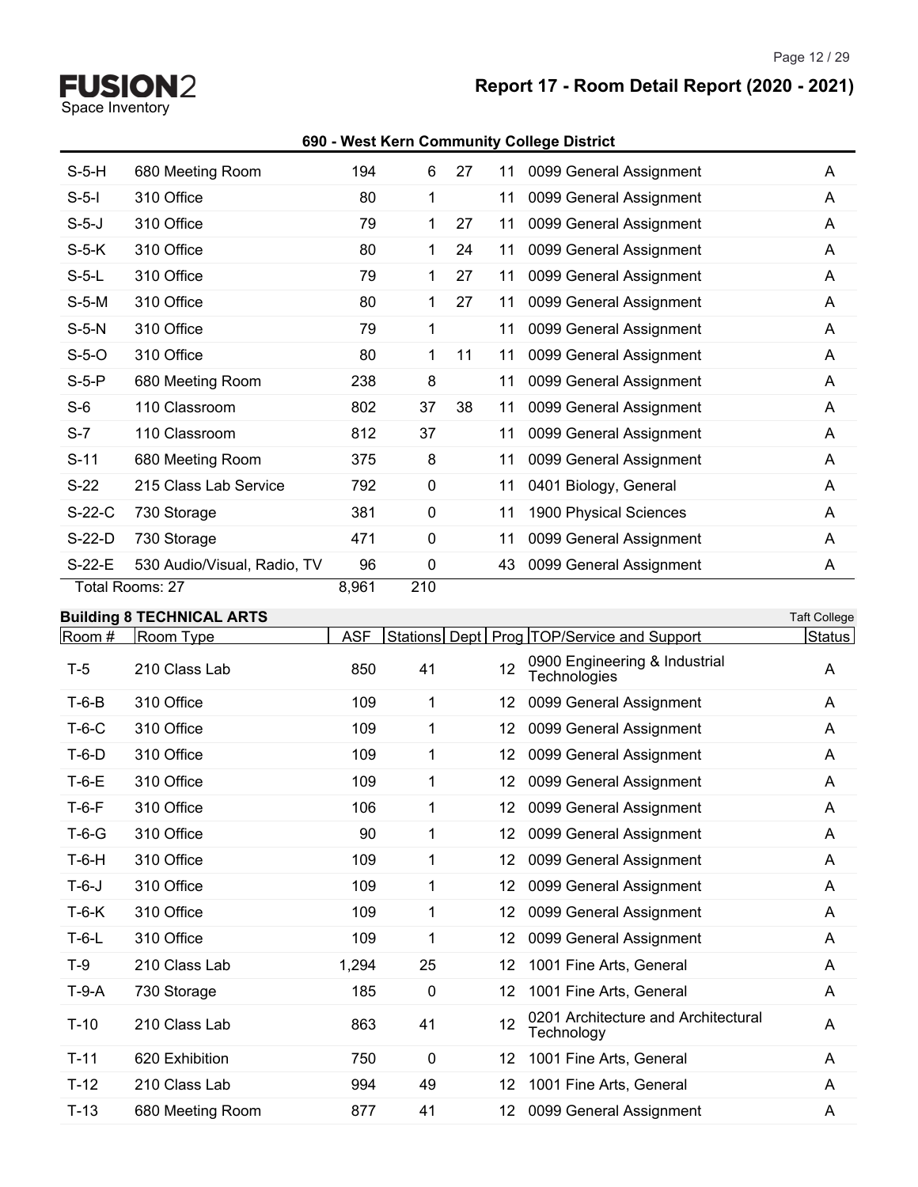**690 - West Kern Community College District**

| Room # | Room Type | ASF | Stations | Dept | Prog | TOP/Service and Support | Status |
|---|---|---|---|---|---|---|---|
| S-5-H | 680 Meeting Room | 194 | 6 | 27 | 11 | 0099 General Assignment | A |
| S-5-I | 310 Office | 80 | 1 | | 11 | 0099 General Assignment | A |
| S-5-J | 310 Office | 79 | 1 | 27 | 11 | 0099 General Assignment | A |
| S-5-K | 310 Office | 80 | 1 | 24 | 11 | 0099 General Assignment | A |
| S-5-L | 310 Office | 79 | 1 | 27 | 11 | 0099 General Assignment | A |
| S-5-M | 310 Office | 80 | 1 | 27 | 11 | 0099 General Assignment | A |
| S-5-N | 310 Office | 79 | 1 | | 11 | 0099 General Assignment | A |
| S-5-O | 310 Office | 80 | 1 | 11 | 11 | 0099 General Assignment | A |
| S-5-P | 680 Meeting Room | 238 | 8 | | 11 | 0099 General Assignment | A |
| S-6 | 110 Classroom | 802 | 37 | 38 | 11 | 0099 General Assignment | A |
| S-7 | 110 Classroom | 812 | 37 | | 11 | 0099 General Assignment | A |
| S-11 | 680 Meeting Room | 375 | 8 | | 11 | 0099 General Assignment | A |
| S-22 | 215 Class Lab Service | 792 | 0 | | 11 | 0401 Biology, General | A |
| S-22-C | 730 Storage | 381 | 0 | | 11 | 1900 Physical Sciences | A |
| S-22-D | 730 Storage | 471 | 0 | | 11 | 0099 General Assignment | A |
| S-22-E | 530 Audio/Visual, Radio, TV | 96 | 0 | | 43 | 0099 General Assignment | A |
| Total Rooms: 27 | | 8,961 | 210 | | | | |

**Building 8 TECHNICAL ARTS** — Taft College

| Room # | Room Type | ASF | Stations | Dept | Prog | TOP/Service and Support | Status |
|---|---|---|---|---|---|---|---|
| T-5 | 210 Class Lab | 850 | 41 | | 12 | 0900 Engineering & Industrial Technologies | A |
| T-6-B | 310 Office | 109 | 1 | | 12 | 0099 General Assignment | A |
| T-6-C | 310 Office | 109 | 1 | | 12 | 0099 General Assignment | A |
| T-6-D | 310 Office | 109 | 1 | | 12 | 0099 General Assignment | A |
| T-6-E | 310 Office | 109 | 1 | | 12 | 0099 General Assignment | A |
| T-6-F | 310 Office | 106 | 1 | | 12 | 0099 General Assignment | A |
| T-6-G | 310 Office | 90 | 1 | | 12 | 0099 General Assignment | A |
| T-6-H | 310 Office | 109 | 1 | | 12 | 0099 General Assignment | A |
| T-6-J | 310 Office | 109 | 1 | | 12 | 0099 General Assignment | A |
| T-6-K | 310 Office | 109 | 1 | | 12 | 0099 General Assignment | A |
| T-6-L | 310 Office | 109 | 1 | | 12 | 0099 General Assignment | A |
| T-9 | 210 Class Lab | 1,294 | 25 | | 12 | 1001 Fine Arts, General | A |
| T-9-A | 730 Storage | 185 | 0 | | 12 | 1001 Fine Arts, General | A |
| T-10 | 210 Class Lab | 863 | 41 | | 12 | 0201 Architecture and Architectural Technology | A |
| T-11 | 620 Exhibition | 750 | 0 | | 12 | 1001 Fine Arts, General | A |
| T-12 | 210 Class Lab | 994 | 49 | | 12 | 1001 Fine Arts, General | A |
| T-13 | 680 Meeting Room | 877 | 41 | | 12 | 0099 General Assignment | A |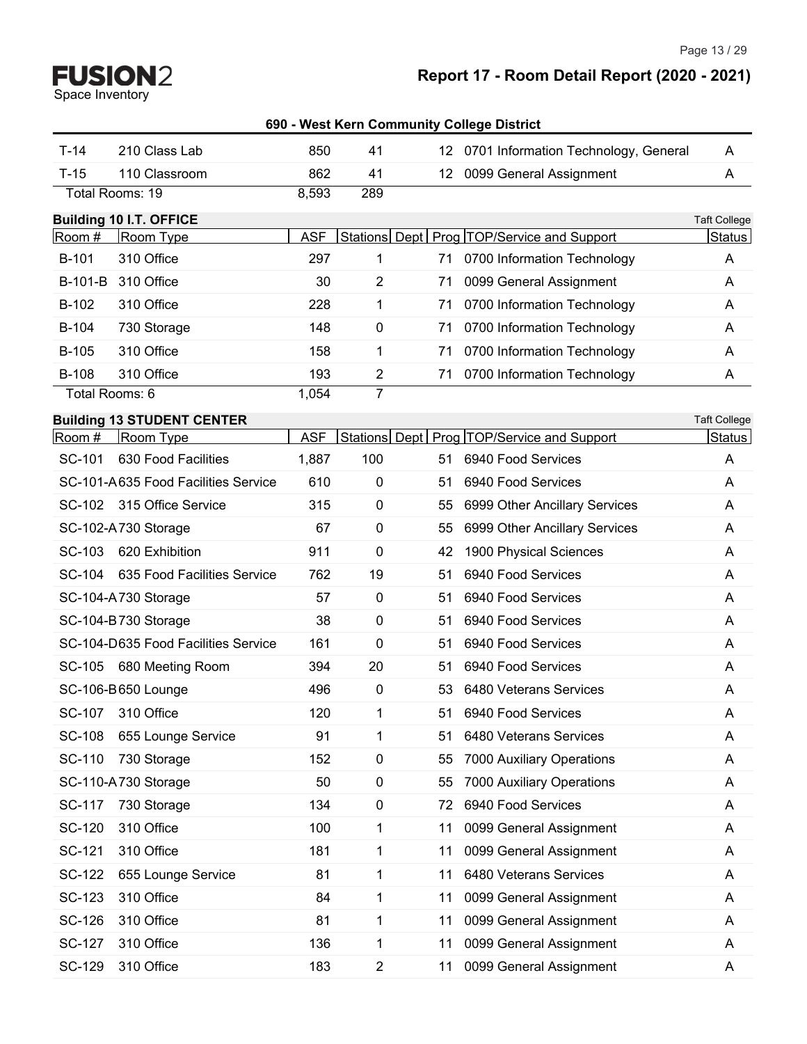# Report 17 - Room Detail Report (2020 - 2021)

FUSION2 Space Inventory

## 690 - West Kern Community College District

| Room # | Room Type | ASF | Stations | Dept | Prog | TOP/Service and Support | Status |
|---|---|---|---|---|---|---|---|
| T-14 | 210 Class Lab | 850 | 41 | | 12 | 0701 Information Technology, General | A |
| T-15 | 110 Classroom | 862 | 41 | | 12 | 0099 General Assignment | A |
| Total Rooms: 19 | | 8,593 | 289 | | | | |

### Building 10 I.T. OFFICE

Taft College

| Room # | Room Type | ASF | Stations | Dept | Prog | TOP/Service and Support | Status |
|---|---|---|---|---|---|---|---|
| B-101 | 310 Office | 297 | 1 | | 71 | 0700 Information Technology | A |
| B-101-B | 310 Office | 30 | 2 | | 71 | 0099 General Assignment | A |
| B-102 | 310 Office | 228 | 1 | | 71 | 0700 Information Technology | A |
| B-104 | 730 Storage | 148 | 0 | | 71 | 0700 Information Technology | A |
| B-105 | 310 Office | 158 | 1 | | 71 | 0700 Information Technology | A |
| B-108 | 310 Office | 193 | 2 | | 71 | 0700 Information Technology | A |
| Total Rooms: 6 | | 1,054 | 7 | | | | |

### Building 13 STUDENT CENTER

Taft College

| Room # | Room Type | ASF | Stations | Dept | Prog | TOP/Service and Support | Status |
|---|---|---|---|---|---|---|---|
| SC-101 | 630 Food Facilities | 1,887 | 100 | | 51 | 6940 Food Services | A |
| SC-101-A | 635 Food Facilities Service | 610 | 0 | | 51 | 6940 Food Services | A |
| SC-102 | 315 Office Service | 315 | 0 | | 55 | 6999 Other Ancillary Services | A |
| SC-102-A | 730 Storage | 67 | 0 | | 55 | 6999 Other Ancillary Services | A |
| SC-103 | 620 Exhibition | 911 | 0 | | 42 | 1900 Physical Sciences | A |
| SC-104 | 635 Food Facilities Service | 762 | 19 | | 51 | 6940 Food Services | A |
| SC-104-A | 730 Storage | 57 | 0 | | 51 | 6940 Food Services | A |
| SC-104-B | 730 Storage | 38 | 0 | | 51 | 6940 Food Services | A |
| SC-104-D | 635 Food Facilities Service | 161 | 0 | | 51 | 6940 Food Services | A |
| SC-105 | 680 Meeting Room | 394 | 20 | | 51 | 6940 Food Services | A |
| SC-106-B | 650 Lounge | 496 | 0 | | 53 | 6480 Veterans Services | A |
| SC-107 | 310 Office | 120 | 1 | | 51 | 6940 Food Services | A |
| SC-108 | 655 Lounge Service | 91 | 1 | | 51 | 6480 Veterans Services | A |
| SC-110 | 730 Storage | 152 | 0 | | 55 | 7000 Auxiliary Operations | A |
| SC-110-A | 730 Storage | 50 | 0 | | 55 | 7000 Auxiliary Operations | A |
| SC-117 | 730 Storage | 134 | 0 | | 72 | 6940 Food Services | A |
| SC-120 | 310 Office | 100 | 1 | | 11 | 0099 General Assignment | A |
| SC-121 | 310 Office | 181 | 1 | | 11 | 0099 General Assignment | A |
| SC-122 | 655 Lounge Service | 81 | 1 | | 11 | 6480 Veterans Services | A |
| SC-123 | 310 Office | 84 | 1 | | 11 | 0099 General Assignment | A |
| SC-126 | 310 Office | 81 | 1 | | 11 | 0099 General Assignment | A |
| SC-127 | 310 Office | 136 | 1 | | 11 | 0099 General Assignment | A |
| SC-129 | 310 Office | 183 | 2 | | 11 | 0099 General Assignment | A |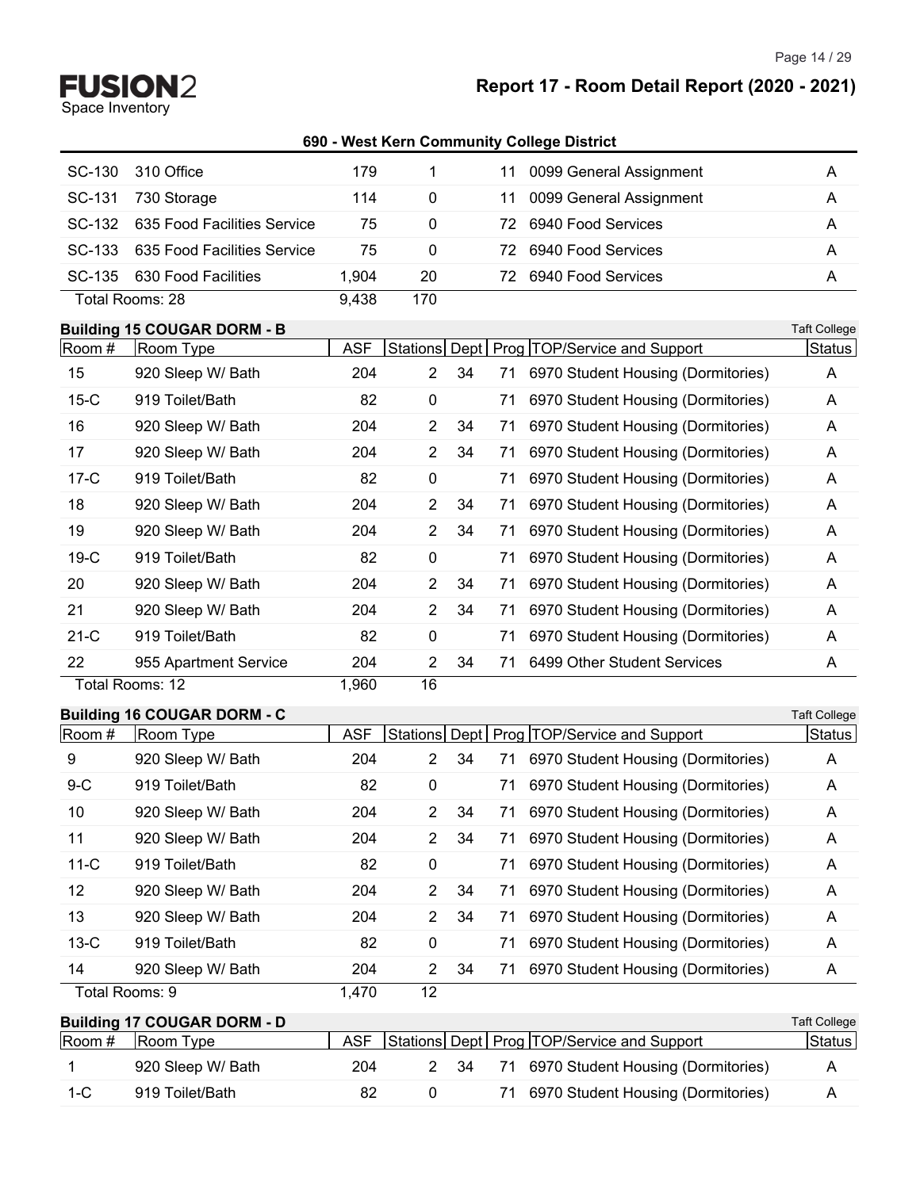**690 - West Kern Community College District**

| Room # | Room Type | ASF | Stations | Dept | Prog | TOP/Service and Support | Status |
|---|---|---|---|---|---|---|---|
| SC-130 | 310 Office | 179 | 1 | | 11 | 0099 General Assignment | A |
| SC-131 | 730 Storage | 114 | 0 | | 11 | 0099 General Assignment | A |
| SC-132 | 635 Food Facilities Service | 75 | 0 | | 72 | 6940 Food Services | A |
| SC-133 | 635 Food Facilities Service | 75 | 0 | | 72 | 6940 Food Services | A |
| SC-135 | 630 Food Facilities | 1,904 | 20 | | 72 | 6940 Food Services | A |
| Total Rooms: 28 | | 9,438 | 170 | | | | |

**Building 15 COUGAR DORM - B** — Taft College

| Room # | Room Type | ASF | Stations | Dept | Prog | TOP/Service and Support | Status |
|---|---|---|---|---|---|---|---|
| 15 | 920 Sleep W/ Bath | 204 | 2 | 34 | 71 | 6970 Student Housing (Dormitories) | A |
| 15-C | 919 Toilet/Bath | 82 | 0 | | 71 | 6970 Student Housing (Dormitories) | A |
| 16 | 920 Sleep W/ Bath | 204 | 2 | 34 | 71 | 6970 Student Housing (Dormitories) | A |
| 17 | 920 Sleep W/ Bath | 204 | 2 | 34 | 71 | 6970 Student Housing (Dormitories) | A |
| 17-C | 919 Toilet/Bath | 82 | 0 | | 71 | 6970 Student Housing (Dormitories) | A |
| 18 | 920 Sleep W/ Bath | 204 | 2 | 34 | 71 | 6970 Student Housing (Dormitories) | A |
| 19 | 920 Sleep W/ Bath | 204 | 2 | 34 | 71 | 6970 Student Housing (Dormitories) | A |
| 19-C | 919 Toilet/Bath | 82 | 0 | | 71 | 6970 Student Housing (Dormitories) | A |
| 20 | 920 Sleep W/ Bath | 204 | 2 | 34 | 71 | 6970 Student Housing (Dormitories) | A |
| 21 | 920 Sleep W/ Bath | 204 | 2 | 34 | 71 | 6970 Student Housing (Dormitories) | A |
| 21-C | 919 Toilet/Bath | 82 | 0 | | 71 | 6970 Student Housing (Dormitories) | A |
| 22 | 955 Apartment Service | 204 | 2 | 34 | 71 | 6499 Other Student Services | A |
| Total Rooms: 12 | | 1,960 | 16 | | | | |

**Building 16 COUGAR DORM - C** — Taft College

| Room # | Room Type | ASF | Stations | Dept | Prog | TOP/Service and Support | Status |
|---|---|---|---|---|---|---|---|
| 9 | 920 Sleep W/ Bath | 204 | 2 | 34 | 71 | 6970 Student Housing (Dormitories) | A |
| 9-C | 919 Toilet/Bath | 82 | 0 | | 71 | 6970 Student Housing (Dormitories) | A |
| 10 | 920 Sleep W/ Bath | 204 | 2 | 34 | 71 | 6970 Student Housing (Dormitories) | A |
| 11 | 920 Sleep W/ Bath | 204 | 2 | 34 | 71 | 6970 Student Housing (Dormitories) | A |
| 11-C | 919 Toilet/Bath | 82 | 0 | | 71 | 6970 Student Housing (Dormitories) | A |
| 12 | 920 Sleep W/ Bath | 204 | 2 | 34 | 71 | 6970 Student Housing (Dormitories) | A |
| 13 | 920 Sleep W/ Bath | 204 | 2 | 34 | 71 | 6970 Student Housing (Dormitories) | A |
| 13-C | 919 Toilet/Bath | 82 | 0 | | 71 | 6970 Student Housing (Dormitories) | A |
| 14 | 920 Sleep W/ Bath | 204 | 2 | 34 | 71 | 6970 Student Housing (Dormitories) | A |
| Total Rooms: 9 | | 1,470 | 12 | | | | |

**Building 17 COUGAR DORM - D** — Taft College

| Room # | Room Type | ASF | Stations | Dept | Prog | TOP/Service and Support | Status |
|---|---|---|---|---|---|---|---|
| 1 | 920 Sleep W/ Bath | 204 | 2 | 34 | 71 | 6970 Student Housing (Dormitories) | A |
| 1-C | 919 Toilet/Bath | 82 | 0 | | 71 | 6970 Student Housing (Dormitories) | A |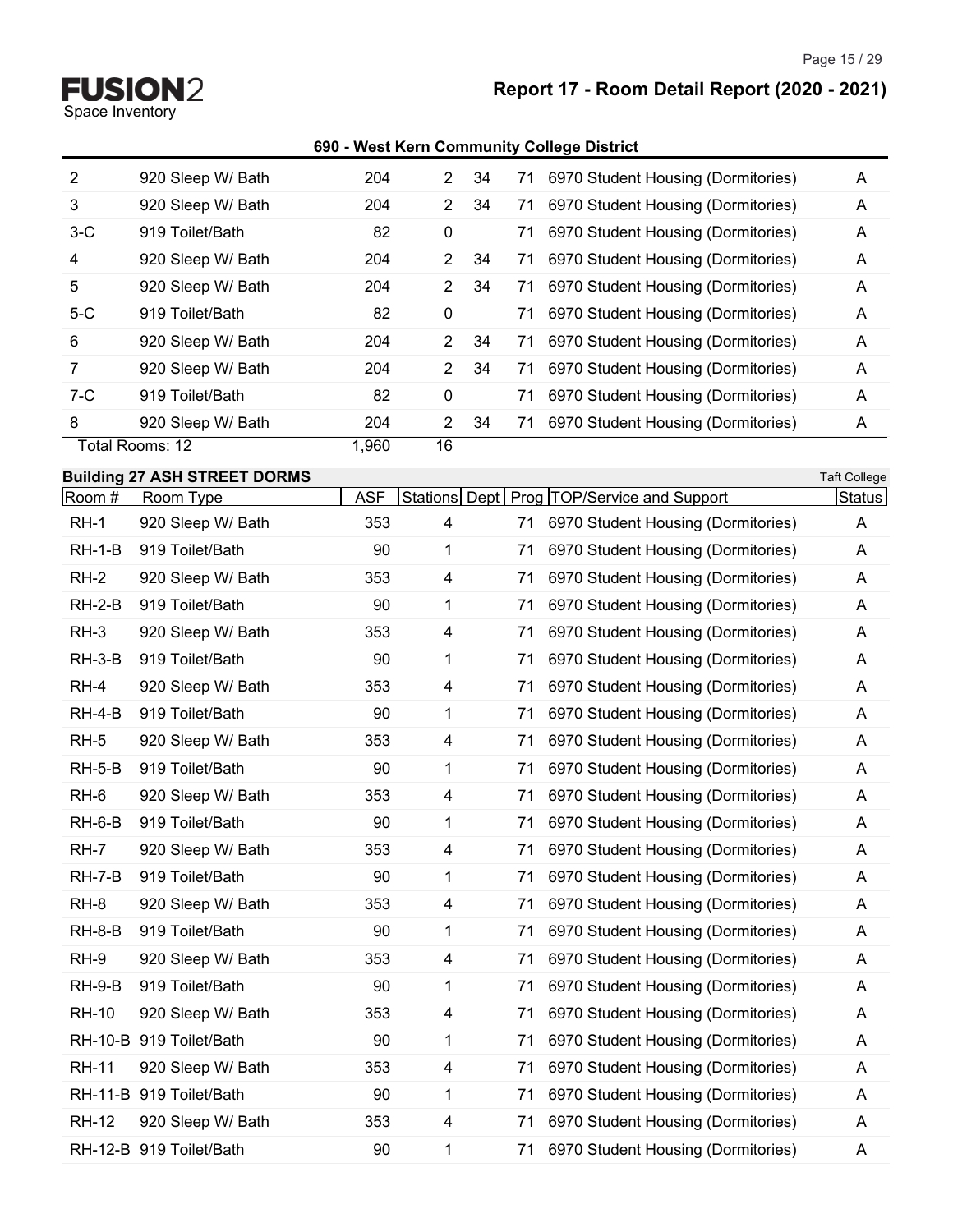## 690 - West Kern Community College District

| Room # | Room Type | ASF | Stations | Dept | Prog | TOP/Service and Support | Status |
|---|---|---|---|---|---|---|---|
| 2 | 920 Sleep W/ Bath | 204 | 2 | 34 | 71 | 6970 Student Housing (Dormitories) | A |
| 3 | 920 Sleep W/ Bath | 204 | 2 | 34 | 71 | 6970 Student Housing (Dormitories) | A |
| 3-C | 919 Toilet/Bath | 82 | 0 | | 71 | 6970 Student Housing (Dormitories) | A |
| 4 | 920 Sleep W/ Bath | 204 | 2 | 34 | 71 | 6970 Student Housing (Dormitories) | A |
| 5 | 920 Sleep W/ Bath | 204 | 2 | 34 | 71 | 6970 Student Housing (Dormitories) | A |
| 5-C | 919 Toilet/Bath | 82 | 0 | | 71 | 6970 Student Housing (Dormitories) | A |
| 6 | 920 Sleep W/ Bath | 204 | 2 | 34 | 71 | 6970 Student Housing (Dormitories) | A |
| 7 | 920 Sleep W/ Bath | 204 | 2 | 34 | 71 | 6970 Student Housing (Dormitories) | A |
| 7-C | 919 Toilet/Bath | 82 | 0 | | 71 | 6970 Student Housing (Dormitories) | A |
| 8 | 920 Sleep W/ Bath | 204 | 2 | 34 | 71 | 6970 Student Housing (Dormitories) | A |
| Total Rooms: 12 | | 1,960 | 16 | | | | |

### Building 27 ASH STREET DORMS

Taft College

| Room # | Room Type | ASF | Stations | Dept | Prog | TOP/Service and Support | Status |
|---|---|---|---|---|---|---|---|
| RH-1 | 920 Sleep W/ Bath | 353 | 4 | | 71 | 6970 Student Housing (Dormitories) | A |
| RH-1-B | 919 Toilet/Bath | 90 | 1 | | 71 | 6970 Student Housing (Dormitories) | A |
| RH-2 | 920 Sleep W/ Bath | 353 | 4 | | 71 | 6970 Student Housing (Dormitories) | A |
| RH-2-B | 919 Toilet/Bath | 90 | 1 | | 71 | 6970 Student Housing (Dormitories) | A |
| RH-3 | 920 Sleep W/ Bath | 353 | 4 | | 71 | 6970 Student Housing (Dormitories) | A |
| RH-3-B | 919 Toilet/Bath | 90 | 1 | | 71 | 6970 Student Housing (Dormitories) | A |
| RH-4 | 920 Sleep W/ Bath | 353 | 4 | | 71 | 6970 Student Housing (Dormitories) | A |
| RH-4-B | 919 Toilet/Bath | 90 | 1 | | 71 | 6970 Student Housing (Dormitories) | A |
| RH-5 | 920 Sleep W/ Bath | 353 | 4 | | 71 | 6970 Student Housing (Dormitories) | A |
| RH-5-B | 919 Toilet/Bath | 90 | 1 | | 71 | 6970 Student Housing (Dormitories) | A |
| RH-6 | 920 Sleep W/ Bath | 353 | 4 | | 71 | 6970 Student Housing (Dormitories) | A |
| RH-6-B | 919 Toilet/Bath | 90 | 1 | | 71 | 6970 Student Housing (Dormitories) | A |
| RH-7 | 920 Sleep W/ Bath | 353 | 4 | | 71 | 6970 Student Housing (Dormitories) | A |
| RH-7-B | 919 Toilet/Bath | 90 | 1 | | 71 | 6970 Student Housing (Dormitories) | A |
| RH-8 | 920 Sleep W/ Bath | 353 | 4 | | 71 | 6970 Student Housing (Dormitories) | A |
| RH-8-B | 919 Toilet/Bath | 90 | 1 | | 71 | 6970 Student Housing (Dormitories) | A |
| RH-9 | 920 Sleep W/ Bath | 353 | 4 | | 71 | 6970 Student Housing (Dormitories) | A |
| RH-9-B | 919 Toilet/Bath | 90 | 1 | | 71 | 6970 Student Housing (Dormitories) | A |
| RH-10 | 920 Sleep W/ Bath | 353 | 4 | | 71 | 6970 Student Housing (Dormitories) | A |
| RH-10-B | 919 Toilet/Bath | 90 | 1 | | 71 | 6970 Student Housing (Dormitories) | A |
| RH-11 | 920 Sleep W/ Bath | 353 | 4 | | 71 | 6970 Student Housing (Dormitories) | A |
| RH-11-B | 919 Toilet/Bath | 90 | 1 | | 71 | 6970 Student Housing (Dormitories) | A |
| RH-12 | 920 Sleep W/ Bath | 353 | 4 | | 71 | 6970 Student Housing (Dormitories) | A |
| RH-12-B | 919 Toilet/Bath | 90 | 1 | | 71 | 6970 Student Housing (Dormitories) | A |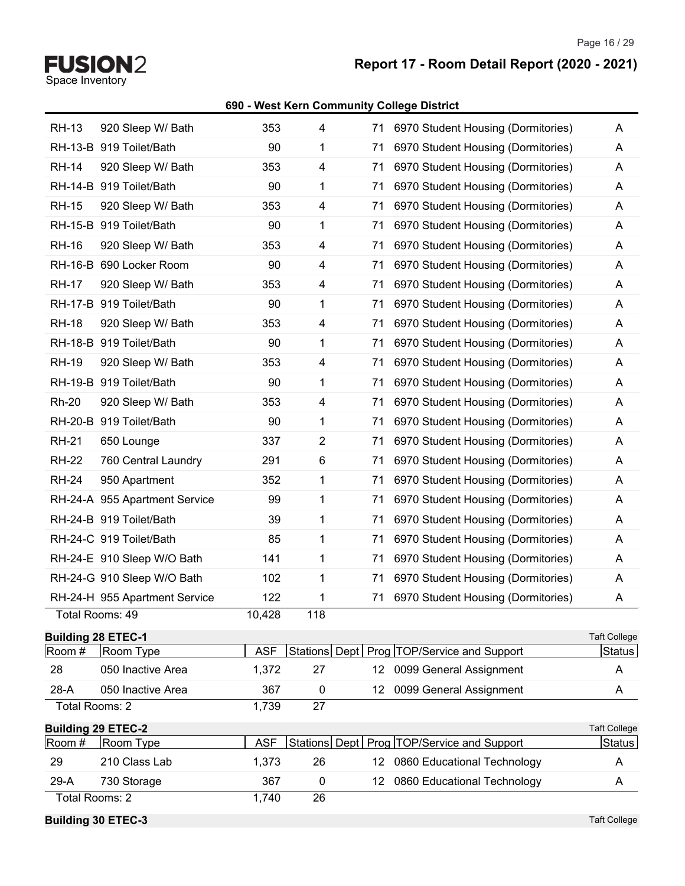## 690 - West Kern Community College District

| Room # | Room Type | ASF | Stations | Dept | Prog | TOP/Service and Support | Status |
|---|---|---|---|---|---|---|---|
| RH-13 | 920 Sleep W/ Bath | 353 | 4 | | 71 | 6970 Student Housing (Dormitories) | A |
| RH-13-B | 919 Toilet/Bath | 90 | 1 | | 71 | 6970 Student Housing (Dormitories) | A |
| RH-14 | 920 Sleep W/ Bath | 353 | 4 | | 71 | 6970 Student Housing (Dormitories) | A |
| RH-14-B | 919 Toilet/Bath | 90 | 1 | | 71 | 6970 Student Housing (Dormitories) | A |
| RH-15 | 920 Sleep W/ Bath | 353 | 4 | | 71 | 6970 Student Housing (Dormitories) | A |
| RH-15-B | 919 Toilet/Bath | 90 | 1 | | 71 | 6970 Student Housing (Dormitories) | A |
| RH-16 | 920 Sleep W/ Bath | 353 | 4 | | 71 | 6970 Student Housing (Dormitories) | A |
| RH-16-B | 690 Locker Room | 90 | 4 | | 71 | 6970 Student Housing (Dormitories) | A |
| RH-17 | 920 Sleep W/ Bath | 353 | 4 | | 71 | 6970 Student Housing (Dormitories) | A |
| RH-17-B | 919 Toilet/Bath | 90 | 1 | | 71 | 6970 Student Housing (Dormitories) | A |
| RH-18 | 920 Sleep W/ Bath | 353 | 4 | | 71 | 6970 Student Housing (Dormitories) | A |
| RH-18-B | 919 Toilet/Bath | 90 | 1 | | 71 | 6970 Student Housing (Dormitories) | A |
| RH-19 | 920 Sleep W/ Bath | 353 | 4 | | 71 | 6970 Student Housing (Dormitories) | A |
| RH-19-B | 919 Toilet/Bath | 90 | 1 | | 71 | 6970 Student Housing (Dormitories) | A |
| Rh-20 | 920 Sleep W/ Bath | 353 | 4 | | 71 | 6970 Student Housing (Dormitories) | A |
| RH-20-B | 919 Toilet/Bath | 90 | 1 | | 71 | 6970 Student Housing (Dormitories) | A |
| RH-21 | 650 Lounge | 337 | 2 | | 71 | 6970 Student Housing (Dormitories) | A |
| RH-22 | 760 Central Laundry | 291 | 6 | | 71 | 6970 Student Housing (Dormitories) | A |
| RH-24 | 950 Apartment | 352 | 1 | | 71 | 6970 Student Housing (Dormitories) | A |
| RH-24-A | 955 Apartment Service | 99 | 1 | | 71 | 6970 Student Housing (Dormitories) | A |
| RH-24-B | 919 Toilet/Bath | 39 | 1 | | 71 | 6970 Student Housing (Dormitories) | A |
| RH-24-C | 919 Toilet/Bath | 85 | 1 | | 71 | 6970 Student Housing (Dormitories) | A |
| RH-24-E | 910 Sleep W/O Bath | 141 | 1 | | 71 | 6970 Student Housing (Dormitories) | A |
| RH-24-G | 910 Sleep W/O Bath | 102 | 1 | | 71 | 6970 Student Housing (Dormitories) | A |
| RH-24-H | 955 Apartment Service | 122 | 1 | | 71 | 6970 Student Housing (Dormitories) | A |
| Total Rooms: 49 | | 10,428 | 118 | | | | |

### Building 28 ETEC-1 — Taft College

| Room # | Room Type | ASF | Stations | Dept | Prog | TOP/Service and Support | Status |
|---|---|---|---|---|---|---|---|
| 28 | 050 Inactive Area | 1,372 | 27 | | 12 | 0099 General Assignment | A |
| 28-A | 050 Inactive Area | 367 | 0 | | 12 | 0099 General Assignment | A |
| Total Rooms: 2 | | 1,739 | 27 | | | | |

### Building 29 ETEC-2 — Taft College

| Room # | Room Type | ASF | Stations | Dept | Prog | TOP/Service and Support | Status |
|---|---|---|---|---|---|---|---|
| 29 | 210 Class Lab | 1,373 | 26 | | 12 | 0860 Educational Technology | A |
| 29-A | 730 Storage | 367 | 0 | | 12 | 0860 Educational Technology | A |
| Total Rooms: 2 | | 1,740 | 26 | | | | |

### Building 30 ETEC-3 — Taft College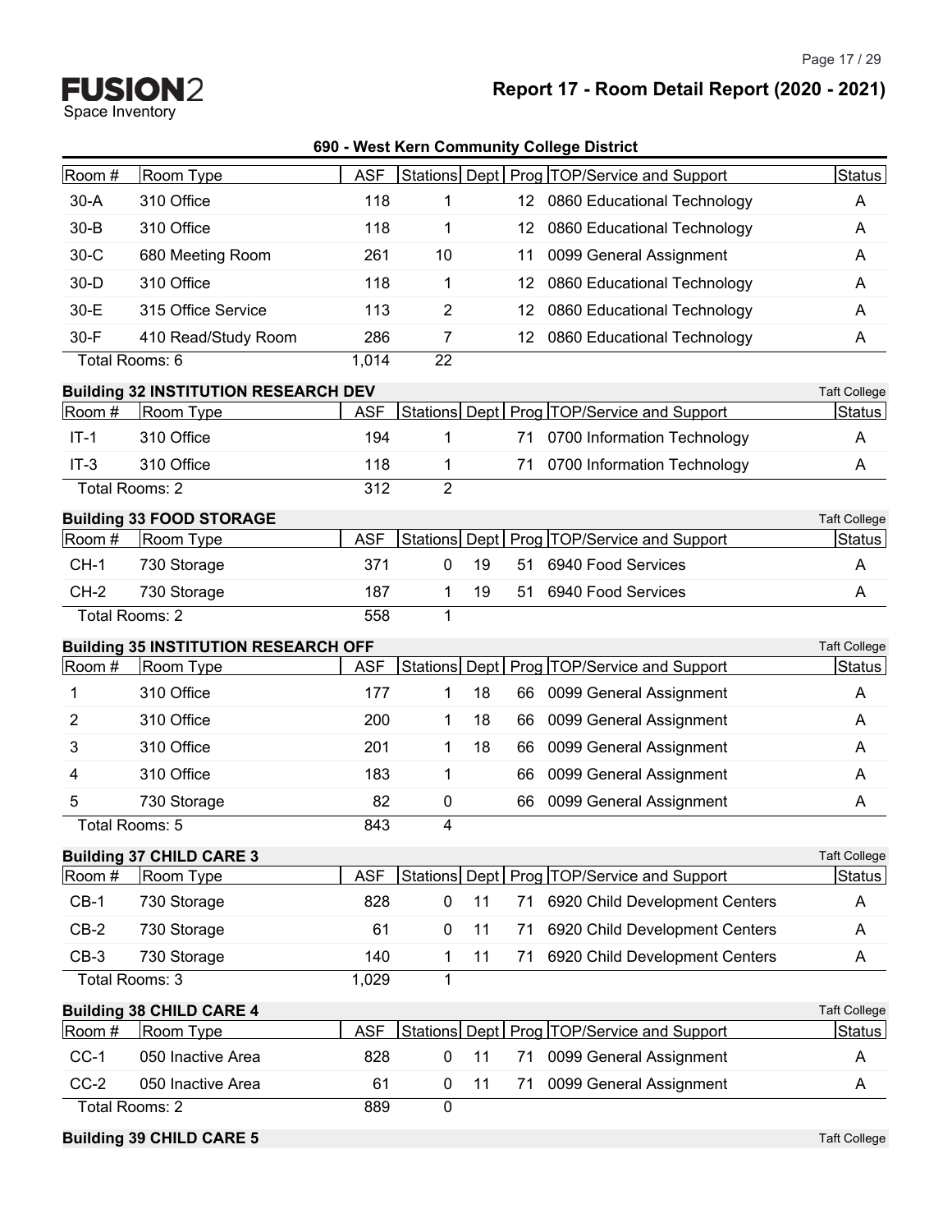**690 - West Kern Community College District**

| Room # | Room Type | ASF | Stations | Dept | Prog | TOP/Service and Support | Status |
|---|---|---|---|---|---|---|---|
| 30-A | 310 Office | 118 | 1 | | 12 | 0860 Educational Technology | A |
| 30-B | 310 Office | 118 | 1 | | 12 | 0860 Educational Technology | A |
| 30-C | 680 Meeting Room | 261 | 10 | | 11 | 0099 General Assignment | A |
| 30-D | 310 Office | 118 | 1 | | 12 | 0860 Educational Technology | A |
| 30-E | 315 Office Service | 113 | 2 | | 12 | 0860 Educational Technology | A |
| 30-F | 410 Read/Study Room | 286 | 7 | | 12 | 0860 Educational Technology | A |
| Total Rooms: 6 | | 1,014 | 22 | | | | |

**Building 32 INSTITUTION RESEARCH DEV** — Taft College

| Room # | Room Type | ASF | Stations | Dept | Prog | TOP/Service and Support | Status |
|---|---|---|---|---|---|---|---|
| IT-1 | 310 Office | 194 | 1 | | 71 | 0700 Information Technology | A |
| IT-3 | 310 Office | 118 | 1 | | 71 | 0700 Information Technology | A |
| Total Rooms: 2 | | 312 | 2 | | | | |

**Building 33 FOOD STORAGE** — Taft College

| Room # | Room Type | ASF | Stations | Dept | Prog | TOP/Service and Support | Status |
|---|---|---|---|---|---|---|---|
| CH-1 | 730 Storage | 371 | 0 | 19 | 51 | 6940 Food Services | A |
| CH-2 | 730 Storage | 187 | 1 | 19 | 51 | 6940 Food Services | A |
| Total Rooms: 2 | | 558 | 1 | | | | |

**Building 35 INSTITUTION RESEARCH OFF** — Taft College

| Room # | Room Type | ASF | Stations | Dept | Prog | TOP/Service and Support | Status |
|---|---|---|---|---|---|---|---|
| 1 | 310 Office | 177 | 1 | 18 | 66 | 0099 General Assignment | A |
| 2 | 310 Office | 200 | 1 | 18 | 66 | 0099 General Assignment | A |
| 3 | 310 Office | 201 | 1 | 18 | 66 | 0099 General Assignment | A |
| 4 | 310 Office | 183 | 1 | | 66 | 0099 General Assignment | A |
| 5 | 730 Storage | 82 | 0 | | 66 | 0099 General Assignment | A |
| Total Rooms: 5 | | 843 | 4 | | | | |

**Building 37 CHILD CARE 3** — Taft College

| Room # | Room Type | ASF | Stations | Dept | Prog | TOP/Service and Support | Status |
|---|---|---|---|---|---|---|---|
| CB-1 | 730 Storage | 828 | 0 | 11 | 71 | 6920 Child Development Centers | A |
| CB-2 | 730 Storage | 61 | 0 | 11 | 71 | 6920 Child Development Centers | A |
| CB-3 | 730 Storage | 140 | 1 | 11 | 71 | 6920 Child Development Centers | A |
| Total Rooms: 3 | | 1,029 | 1 | | | | |

**Building 38 CHILD CARE 4** — Taft College

| Room # | Room Type | ASF | Stations | Dept | Prog | TOP/Service and Support | Status |
|---|---|---|---|---|---|---|---|
| CC-1 | 050 Inactive Area | 828 | 0 | 11 | 71 | 0099 General Assignment | A |
| CC-2 | 050 Inactive Area | 61 | 0 | 11 | 71 | 0099 General Assignment | A |
| Total Rooms: 2 | | 889 | 0 | | | | |

**Building 39 CHILD CARE 5** — Taft College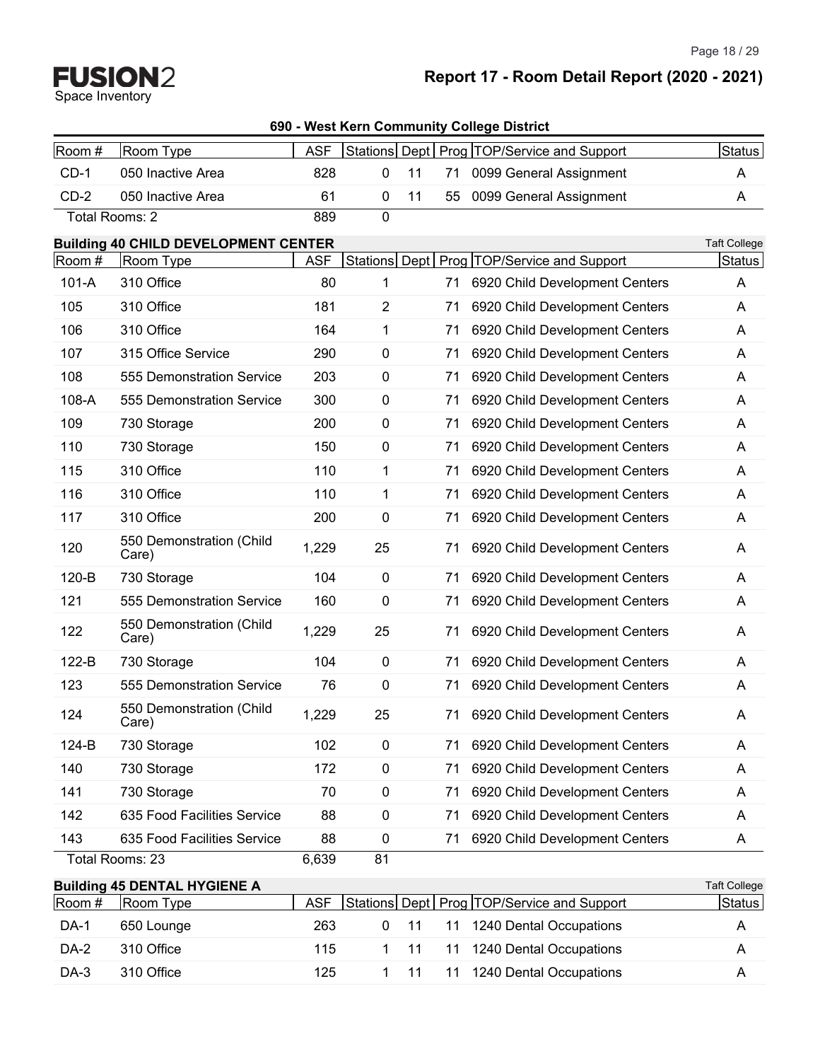# Report 17 - Room Detail Report (2020 - 2021)

FUSION2 Space Inventory

## 690 - West Kern Community College District

| Room # | Room Type | ASF | Stations | Dept | Prog | TOP/Service and Support | Status |
|---|---|---|---|---|---|---|---|
| CD-1 | 050 Inactive Area | 828 | 0 | 11 | 71 | 0099 General Assignment | A |
| CD-2 | 050 Inactive Area | 61 | 0 | 11 | 55 | 0099 General Assignment | A |
| Total Rooms: 2 | | 889 | 0 | | | | |

### Building 40 CHILD DEVELOPMENT CENTER

Taft College

| Room # | Room Type | ASF | Stations | Dept | Prog | TOP/Service and Support | Status |
|---|---|---|---|---|---|---|---|
| 101-A | 310 Office | 80 | 1 | | 71 | 6920 Child Development Centers | A |
| 105 | 310 Office | 181 | 2 | | 71 | 6920 Child Development Centers | A |
| 106 | 310 Office | 164 | 1 | | 71 | 6920 Child Development Centers | A |
| 107 | 315 Office Service | 290 | 0 | | 71 | 6920 Child Development Centers | A |
| 108 | 555 Demonstration Service | 203 | 0 | | 71 | 6920 Child Development Centers | A |
| 108-A | 555 Demonstration Service | 300 | 0 | | 71 | 6920 Child Development Centers | A |
| 109 | 730 Storage | 200 | 0 | | 71 | 6920 Child Development Centers | A |
| 110 | 730 Storage | 150 | 0 | | 71 | 6920 Child Development Centers | A |
| 115 | 310 Office | 110 | 1 | | 71 | 6920 Child Development Centers | A |
| 116 | 310 Office | 110 | 1 | | 71 | 6920 Child Development Centers | A |
| 117 | 310 Office | 200 | 0 | | 71 | 6920 Child Development Centers | A |
| 120 | 550 Demonstration (Child Care) | 1,229 | 25 | | 71 | 6920 Child Development Centers | A |
| 120-B | 730 Storage | 104 | 0 | | 71 | 6920 Child Development Centers | A |
| 121 | 555 Demonstration Service | 160 | 0 | | 71 | 6920 Child Development Centers | A |
| 122 | 550 Demonstration (Child Care) | 1,229 | 25 | | 71 | 6920 Child Development Centers | A |
| 122-B | 730 Storage | 104 | 0 | | 71 | 6920 Child Development Centers | A |
| 123 | 555 Demonstration Service | 76 | 0 | | 71 | 6920 Child Development Centers | A |
| 124 | 550 Demonstration (Child Care) | 1,229 | 25 | | 71 | 6920 Child Development Centers | A |
| 124-B | 730 Storage | 102 | 0 | | 71 | 6920 Child Development Centers | A |
| 140 | 730 Storage | 172 | 0 | | 71 | 6920 Child Development Centers | A |
| 141 | 730 Storage | 70 | 0 | | 71 | 6920 Child Development Centers | A |
| 142 | 635 Food Facilities Service | 88 | 0 | | 71 | 6920 Child Development Centers | A |
| 143 | 635 Food Facilities Service | 88 | 0 | | 71 | 6920 Child Development Centers | A |
| Total Rooms: 23 | | 6,639 | 81 | | | | |

### Building 45 DENTAL HYGIENE A

Taft College

| Room # | Room Type | ASF | Stations | Dept | Prog | TOP/Service and Support | Status |
|---|---|---|---|---|---|---|---|
| DA-1 | 650 Lounge | 263 | 0 | 11 | 11 | 1240 Dental Occupations | A |
| DA-2 | 310 Office | 115 | 1 | 11 | 11 | 1240 Dental Occupations | A |
| DA-3 | 310 Office | 125 | 1 | 11 | 11 | 1240 Dental Occupations | A |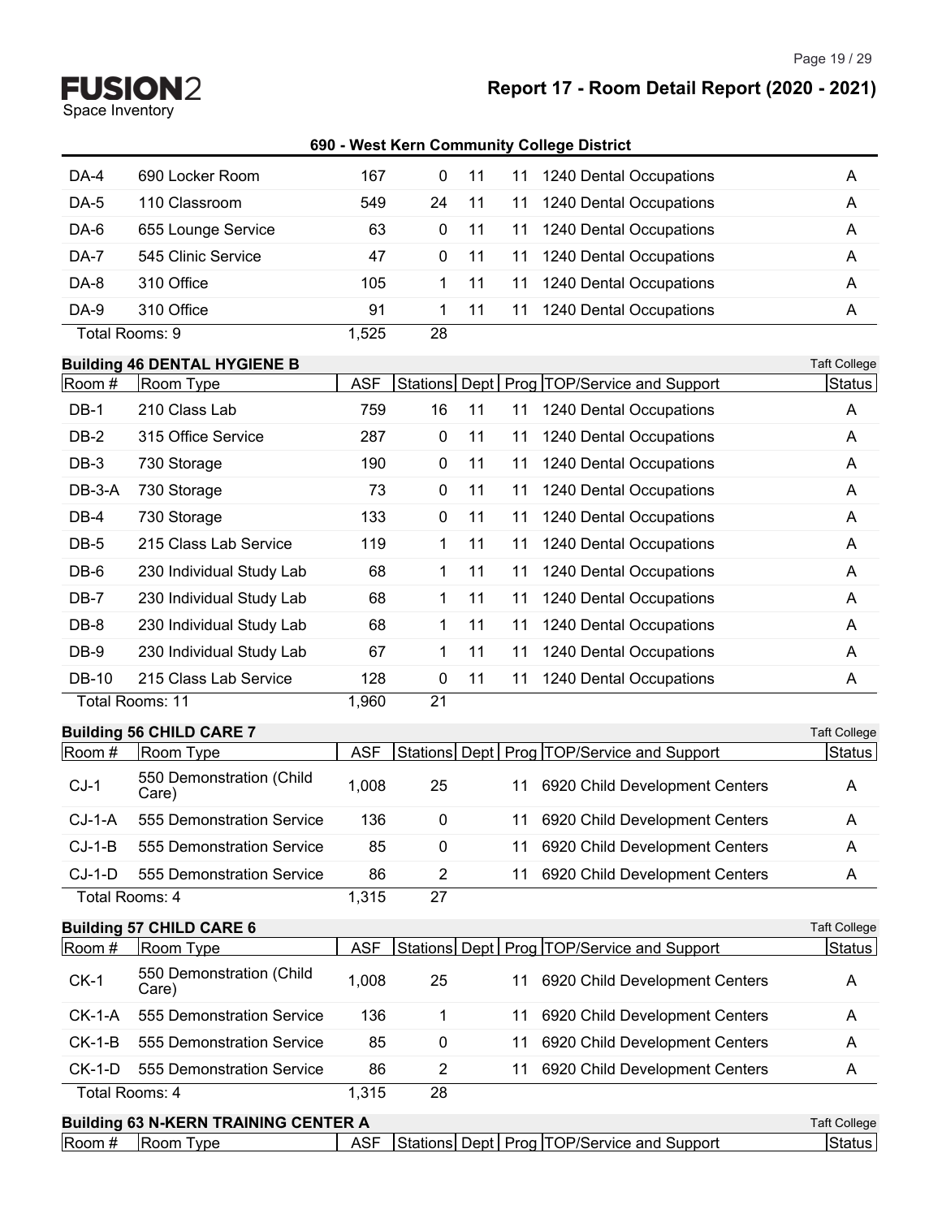**690 - West Kern Community College District**

| Room # | Room Type | ASF | Stations | Dept | Prog | TOP/Service and Support | Status |
|---|---|---|---|---|---|---|---|
| DA-4 | 690 Locker Room | 167 | 0 | 11 | 11 | 1240 Dental Occupations | A |
| DA-5 | 110 Classroom | 549 | 24 | 11 | 11 | 1240 Dental Occupations | A |
| DA-6 | 655 Lounge Service | 63 | 0 | 11 | 11 | 1240 Dental Occupations | A |
| DA-7 | 545 Clinic Service | 47 | 0 | 11 | 11 | 1240 Dental Occupations | A |
| DA-8 | 310 Office | 105 | 1 | 11 | 11 | 1240 Dental Occupations | A |
| DA-9 | 310 Office | 91 | 1 | 11 | 11 | 1240 Dental Occupations | A |
| Total Rooms: 9 | | 1,525 | 28 | | | | |

**Building 46 DENTAL HYGIENE B** — Taft College

| Room # | Room Type | ASF | Stations | Dept | Prog | TOP/Service and Support | Status |
|---|---|---|---|---|---|---|---|
| DB-1 | 210 Class Lab | 759 | 16 | 11 | 11 | 1240 Dental Occupations | A |
| DB-2 | 315 Office Service | 287 | 0 | 11 | 11 | 1240 Dental Occupations | A |
| DB-3 | 730 Storage | 190 | 0 | 11 | 11 | 1240 Dental Occupations | A |
| DB-3-A | 730 Storage | 73 | 0 | 11 | 11 | 1240 Dental Occupations | A |
| DB-4 | 730 Storage | 133 | 0 | 11 | 11 | 1240 Dental Occupations | A |
| DB-5 | 215 Class Lab Service | 119 | 1 | 11 | 11 | 1240 Dental Occupations | A |
| DB-6 | 230 Individual Study Lab | 68 | 1 | 11 | 11 | 1240 Dental Occupations | A |
| DB-7 | 230 Individual Study Lab | 68 | 1 | 11 | 11 | 1240 Dental Occupations | A |
| DB-8 | 230 Individual Study Lab | 68 | 1 | 11 | 11 | 1240 Dental Occupations | A |
| DB-9 | 230 Individual Study Lab | 67 | 1 | 11 | 11 | 1240 Dental Occupations | A |
| DB-10 | 215 Class Lab Service | 128 | 0 | 11 | 11 | 1240 Dental Occupations | A |
| Total Rooms: 11 | | 1,960 | 21 | | | | |

**Building 56 CHILD CARE 7** — Taft College

| Room # | Room Type | ASF | Stations | Dept | Prog | TOP/Service and Support | Status |
|---|---|---|---|---|---|---|---|
| CJ-1 | 550 Demonstration (Child Care) | 1,008 | 25 | | 11 | 6920 Child Development Centers | A |
| CJ-1-A | 555 Demonstration Service | 136 | 0 | | 11 | 6920 Child Development Centers | A |
| CJ-1-B | 555 Demonstration Service | 85 | 0 | | 11 | 6920 Child Development Centers | A |
| CJ-1-D | 555 Demonstration Service | 86 | 2 | | 11 | 6920 Child Development Centers | A |
| Total Rooms: 4 | | 1,315 | 27 | | | | |

**Building 57 CHILD CARE 6** — Taft College

| Room # | Room Type | ASF | Stations | Dept | Prog | TOP/Service and Support | Status |
|---|---|---|---|---|---|---|---|
| CK-1 | 550 Demonstration (Child Care) | 1,008 | 25 | | 11 | 6920 Child Development Centers | A |
| CK-1-A | 555 Demonstration Service | 136 | 1 | | 11 | 6920 Child Development Centers | A |
| CK-1-B | 555 Demonstration Service | 85 | 0 | | 11 | 6920 Child Development Centers | A |
| CK-1-D | 555 Demonstration Service | 86 | 2 | | 11 | 6920 Child Development Centers | A |
| Total Rooms: 4 | | 1,315 | 28 | | | | |

**Building 63 N-KERN TRAINING CENTER A** — Taft College

| Room # | Room Type | ASF | Stations | Dept | Prog | TOP/Service and Support | Status |
|---|---|---|---|---|---|---|---|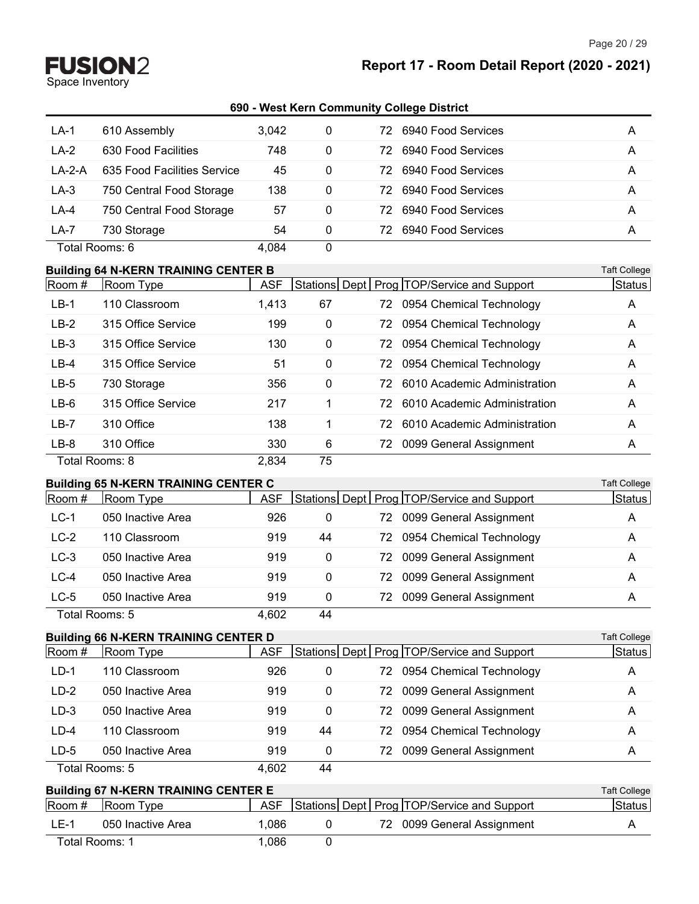## 690 - West Kern Community College District

| Room # | Room Type | ASF | Stations | Dept | Prog | TOP/Service and Support | Status |
|---|---|---|---|---|---|---|---|
| LA-1 | 610 Assembly | 3,042 | 0 | | 72 | 6940 Food Services | A |
| LA-2 | 630 Food Facilities | 748 | 0 | | 72 | 6940 Food Services | A |
| LA-2-A | 635 Food Facilities Service | 45 | 0 | | 72 | 6940 Food Services | A |
| LA-3 | 750 Central Food Storage | 138 | 0 | | 72 | 6940 Food Services | A |
| LA-4 | 750 Central Food Storage | 57 | 0 | | 72 | 6940 Food Services | A |
| LA-7 | 730 Storage | 54 | 0 | | 72 | 6940 Food Services | A |
| Total Rooms: 6 | | 4,084 | 0 | | | | |

### Building 64 N-KERN TRAINING CENTER B

Taft College

| Room # | Room Type | ASF | Stations | Dept | Prog | TOP/Service and Support | Status |
|---|---|---|---|---|---|---|---|
| LB-1 | 110 Classroom | 1,413 | 67 | | 72 | 0954 Chemical Technology | A |
| LB-2 | 315 Office Service | 199 | 0 | | 72 | 0954 Chemical Technology | A |
| LB-3 | 315 Office Service | 130 | 0 | | 72 | 0954 Chemical Technology | A |
| LB-4 | 315 Office Service | 51 | 0 | | 72 | 0954 Chemical Technology | A |
| LB-5 | 730 Storage | 356 | 0 | | 72 | 6010 Academic Administration | A |
| LB-6 | 315 Office Service | 217 | 1 | | 72 | 6010 Academic Administration | A |
| LB-7 | 310 Office | 138 | 1 | | 72 | 6010 Academic Administration | A |
| LB-8 | 310 Office | 330 | 6 | | 72 | 0099 General Assignment | A |
| Total Rooms: 8 | | 2,834 | 75 | | | | |

### Building 65 N-KERN TRAINING CENTER C

Taft College

| Room # | Room Type | ASF | Stations | Dept | Prog | TOP/Service and Support | Status |
|---|---|---|---|---|---|---|---|
| LC-1 | 050 Inactive Area | 926 | 0 | | 72 | 0099 General Assignment | A |
| LC-2 | 110 Classroom | 919 | 44 | | 72 | 0954 Chemical Technology | A |
| LC-3 | 050 Inactive Area | 919 | 0 | | 72 | 0099 General Assignment | A |
| LC-4 | 050 Inactive Area | 919 | 0 | | 72 | 0099 General Assignment | A |
| LC-5 | 050 Inactive Area | 919 | 0 | | 72 | 0099 General Assignment | A |
| Total Rooms: 5 | | 4,602 | 44 | | | | |

### Building 66 N-KERN TRAINING CENTER D

Taft College

| Room # | Room Type | ASF | Stations | Dept | Prog | TOP/Service and Support | Status |
|---|---|---|---|---|---|---|---|
| LD-1 | 110 Classroom | 926 | 0 | | 72 | 0954 Chemical Technology | A |
| LD-2 | 050 Inactive Area | 919 | 0 | | 72 | 0099 General Assignment | A |
| LD-3 | 050 Inactive Area | 919 | 0 | | 72 | 0099 General Assignment | A |
| LD-4 | 110 Classroom | 919 | 44 | | 72 | 0954 Chemical Technology | A |
| LD-5 | 050 Inactive Area | 919 | 0 | | 72 | 0099 General Assignment | A |
| Total Rooms: 5 | | 4,602 | 44 | | | | |

### Building 67 N-KERN TRAINING CENTER E

Taft College

| Room # | Room Type | ASF | Stations | Dept | Prog | TOP/Service and Support | Status |
|---|---|---|---|---|---|---|---|
| LE-1 | 050 Inactive Area | 1,086 | 0 | | 72 | 0099 General Assignment | A |
| Total Rooms: 1 | | 1,086 | 0 | | | | |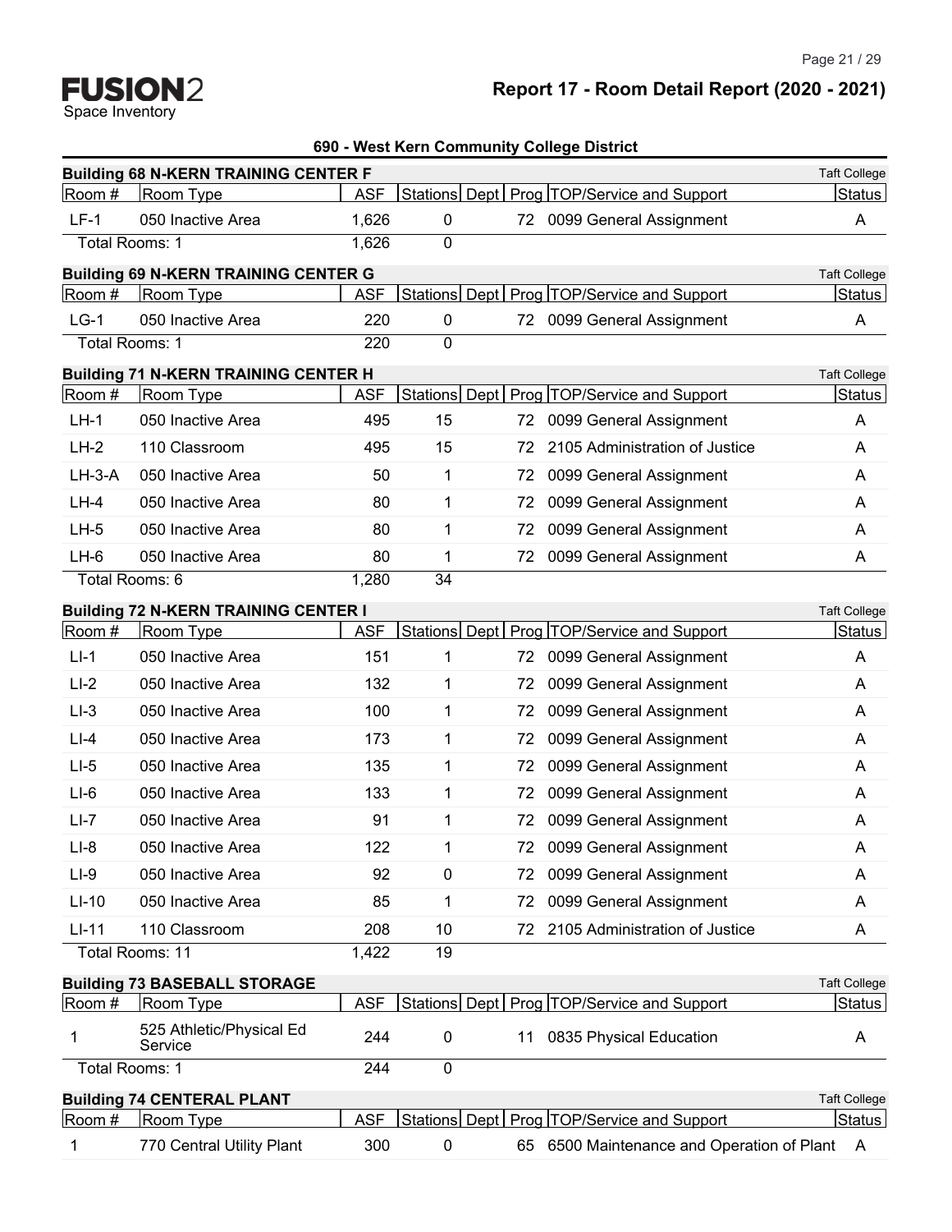FUSION2
Space Inventory

# Report 17 - Room Detail Report (2020 - 2021)

## 690 - West Kern Community College District

### Building 68 N-KERN TRAINING CENTER F

Taft College

| Room # | Room Type | ASF | Stations | Dept | Prog | TOP/Service and Support | Status |
|---|---|---|---|---|---|---|---|
| LF-1 | 050 Inactive Area | 1,626 | 0 | | 72 | 0099 General Assignment | A |
| Total Rooms: 1 | | 1,626 | 0 | | | | |

### Building 69 N-KERN TRAINING CENTER G

Taft College

| Room # | Room Type | ASF | Stations | Dept | Prog | TOP/Service and Support | Status |
|---|---|---|---|---|---|---|---|
| LG-1 | 050 Inactive Area | 220 | 0 | | 72 | 0099 General Assignment | A |
| Total Rooms: 1 | | 220 | 0 | | | | |

### Building 71 N-KERN TRAINING CENTER H

Taft College

| Room # | Room Type | ASF | Stations | Dept | Prog | TOP/Service and Support | Status |
|---|---|---|---|---|---|---|---|
| LH-1 | 050 Inactive Area | 495 | 15 | | 72 | 0099 General Assignment | A |
| LH-2 | 110 Classroom | 495 | 15 | | 72 | 2105 Administration of Justice | A |
| LH-3-A | 050 Inactive Area | 50 | 1 | | 72 | 0099 General Assignment | A |
| LH-4 | 050 Inactive Area | 80 | 1 | | 72 | 0099 General Assignment | A |
| LH-5 | 050 Inactive Area | 80 | 1 | | 72 | 0099 General Assignment | A |
| LH-6 | 050 Inactive Area | 80 | 1 | | 72 | 0099 General Assignment | A |
| Total Rooms: 6 | | 1,280 | 34 | | | | |

### Building 72 N-KERN TRAINING CENTER I

Taft College

| Room # | Room Type | ASF | Stations | Dept | Prog | TOP/Service and Support | Status |
|---|---|---|---|---|---|---|---|
| LI-1 | 050 Inactive Area | 151 | 1 | | 72 | 0099 General Assignment | A |
| LI-2 | 050 Inactive Area | 132 | 1 | | 72 | 0099 General Assignment | A |
| LI-3 | 050 Inactive Area | 100 | 1 | | 72 | 0099 General Assignment | A |
| LI-4 | 050 Inactive Area | 173 | 1 | | 72 | 0099 General Assignment | A |
| LI-5 | 050 Inactive Area | 135 | 1 | | 72 | 0099 General Assignment | A |
| LI-6 | 050 Inactive Area | 133 | 1 | | 72 | 0099 General Assignment | A |
| LI-7 | 050 Inactive Area | 91 | 1 | | 72 | 0099 General Assignment | A |
| LI-8 | 050 Inactive Area | 122 | 1 | | 72 | 0099 General Assignment | A |
| LI-9 | 050 Inactive Area | 92 | 0 | | 72 | 0099 General Assignment | A |
| LI-10 | 050 Inactive Area | 85 | 1 | | 72 | 0099 General Assignment | A |
| LI-11 | 110 Classroom | 208 | 10 | | 72 | 2105 Administration of Justice | A |
| Total Rooms: 11 | | 1,422 | 19 | | | | |

### Building 73 BASEBALL STORAGE

Taft College

| Room # | Room Type | ASF | Stations | Dept | Prog | TOP/Service and Support | Status |
|---|---|---|---|---|---|---|---|
| 1 | 525 Athletic/Physical Ed Service | 244 | 0 | | 11 | 0835 Physical Education | A |
| Total Rooms: 1 | | 244 | 0 | | | | |

### Building 74 CENTERAL PLANT

Taft College

| Room # | Room Type | ASF | Stations | Dept | Prog | TOP/Service and Support | Status |
|---|---|---|---|---|---|---|---|
| 1 | 770 Central Utility Plant | 300 | 0 | | 65 | 6500 Maintenance and Operation of Plant | A |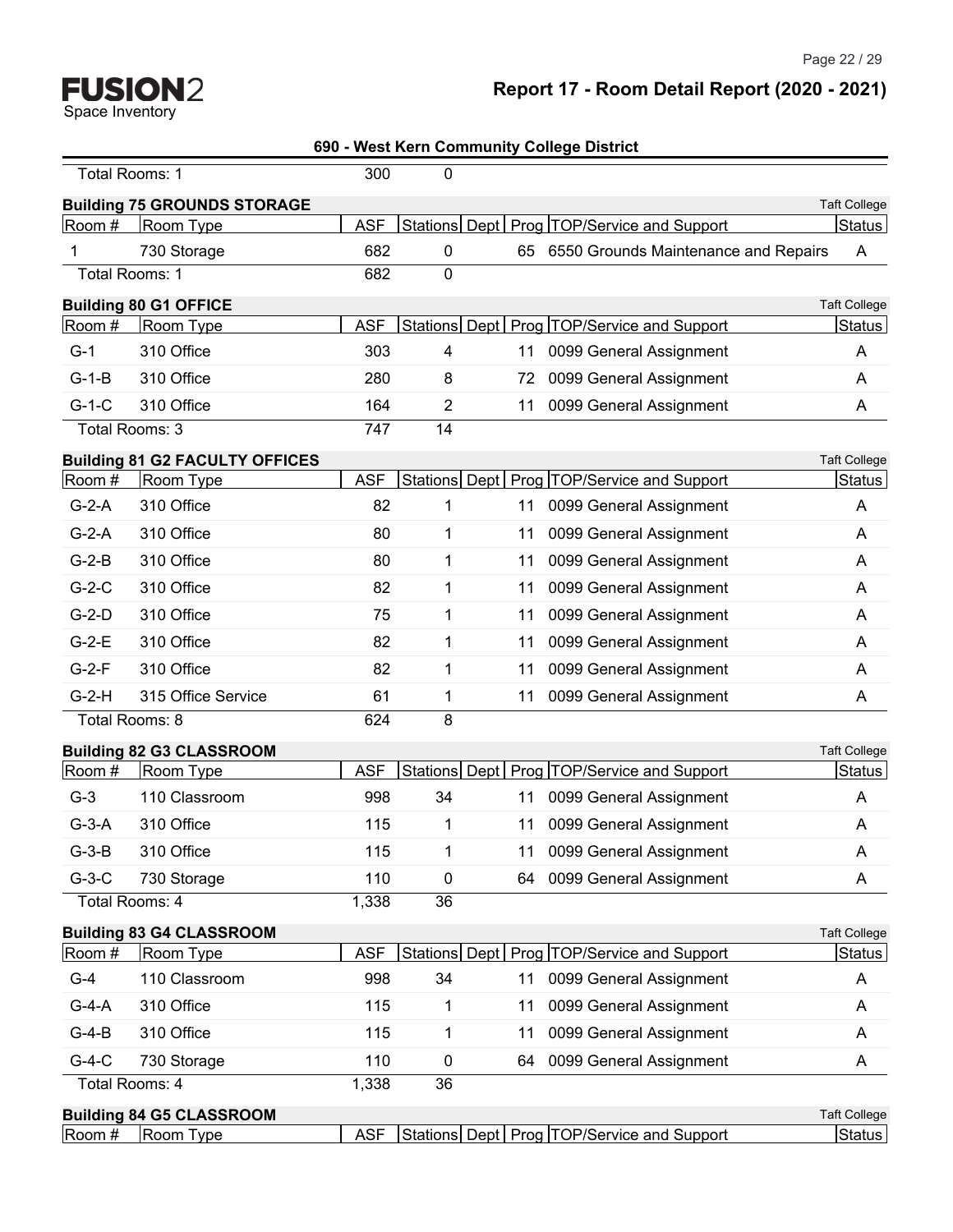**690 - West Kern Community College District**

| Total Rooms: 1 | | 300 | 0 | | | | |
|---|---|---|---|---|---|---|---|

**Building 75 GROUNDS STORAGE** — Taft College

| Room # | Room Type | ASF | Stations | Dept | Prog | TOP/Service and Support | Status |
|---|---|---|---|---|---|---|---|
| 1 | 730 Storage | 682 | 0 | | 65 | 6550 Grounds Maintenance and Repairs | A |
| Total Rooms: 1 | | 682 | 0 | | | | |

**Building 80 G1 OFFICE** — Taft College

| Room # | Room Type | ASF | Stations | Dept | Prog | TOP/Service and Support | Status |
|---|---|---|---|---|---|---|---|
| G-1 | 310 Office | 303 | 4 | | 11 | 0099 General Assignment | A |
| G-1-B | 310 Office | 280 | 8 | | 72 | 0099 General Assignment | A |
| G-1-C | 310 Office | 164 | 2 | | 11 | 0099 General Assignment | A |
| Total Rooms: 3 | | 747 | 14 | | | | |

**Building 81 G2 FACULTY OFFICES** — Taft College

| Room # | Room Type | ASF | Stations | Dept | Prog | TOP/Service and Support | Status |
|---|---|---|---|---|---|---|---|
| G-2-A | 310 Office | 82 | 1 | | 11 | 0099 General Assignment | A |
| G-2-A | 310 Office | 80 | 1 | | 11 | 0099 General Assignment | A |
| G-2-B | 310 Office | 80 | 1 | | 11 | 0099 General Assignment | A |
| G-2-C | 310 Office | 82 | 1 | | 11 | 0099 General Assignment | A |
| G-2-D | 310 Office | 75 | 1 | | 11 | 0099 General Assignment | A |
| G-2-E | 310 Office | 82 | 1 | | 11 | 0099 General Assignment | A |
| G-2-F | 310 Office | 82 | 1 | | 11 | 0099 General Assignment | A |
| G-2-H | 315 Office Service | 61 | 1 | | 11 | 0099 General Assignment | A |
| Total Rooms: 8 | | 624 | 8 | | | | |

**Building 82 G3 CLASSROOM** — Taft College

| Room # | Room Type | ASF | Stations | Dept | Prog | TOP/Service and Support | Status |
|---|---|---|---|---|---|---|---|
| G-3 | 110 Classroom | 998 | 34 | | 11 | 0099 General Assignment | A |
| G-3-A | 310 Office | 115 | 1 | | 11 | 0099 General Assignment | A |
| G-3-B | 310 Office | 115 | 1 | | 11 | 0099 General Assignment | A |
| G-3-C | 730 Storage | 110 | 0 | | 64 | 0099 General Assignment | A |
| Total Rooms: 4 | | 1,338 | 36 | | | | |

**Building 83 G4 CLASSROOM** — Taft College

| Room # | Room Type | ASF | Stations | Dept | Prog | TOP/Service and Support | Status |
|---|---|---|---|---|---|---|---|
| G-4 | 110 Classroom | 998 | 34 | | 11 | 0099 General Assignment | A |
| G-4-A | 310 Office | 115 | 1 | | 11 | 0099 General Assignment | A |
| G-4-B | 310 Office | 115 | 1 | | 11 | 0099 General Assignment | A |
| G-4-C | 730 Storage | 110 | 0 | | 64 | 0099 General Assignment | A |
| Total Rooms: 4 | | 1,338 | 36 | | | | |

**Building 84 G5 CLASSROOM** — Taft College

| Room # | Room Type | ASF | Stations | Dept | Prog | TOP/Service and Support | Status |
|---|---|---|---|---|---|---|---|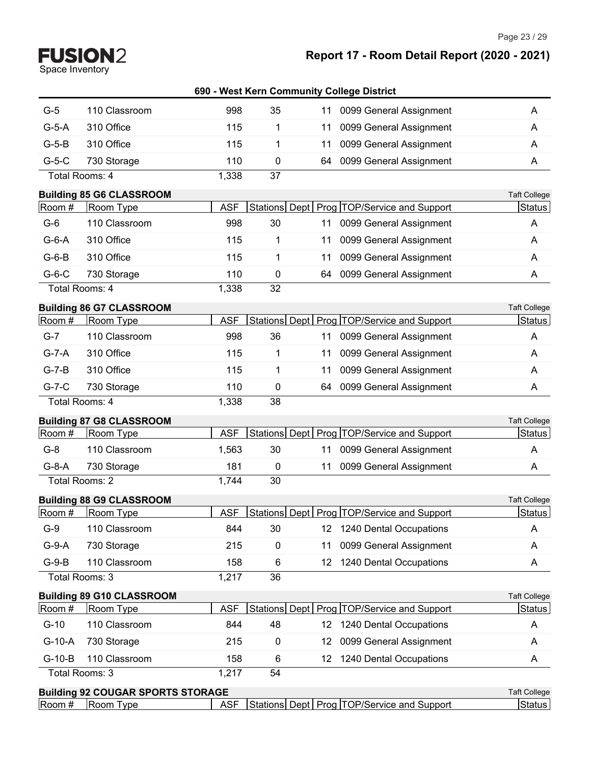# Report 17 - Room Detail Report (2020 - 2021)

**690 - West Kern Community College District**

| Room # | Room Type | ASF | Stations | Dept | Prog | TOP/Service and Support | Status |
|---|---|---|---|---|---|---|---|
| G-5 | 110 Classroom | 998 | 35 | | 11 | 0099 General Assignment | A |
| G-5-A | 310 Office | 115 | 1 | | 11 | 0099 General Assignment | A |
| G-5-B | 310 Office | 115 | 1 | | 11 | 0099 General Assignment | A |
| G-5-C | 730 Storage | 110 | 0 | | 64 | 0099 General Assignment | A |
| Total Rooms: 4 | | 1,338 | 37 | | | | |

**Building 85 G6 CLASSROOM** — Taft College

| Room # | Room Type | ASF | Stations | Dept | Prog | TOP/Service and Support | Status |
|---|---|---|---|---|---|---|---|
| G-6 | 110 Classroom | 998 | 30 | | 11 | 0099 General Assignment | A |
| G-6-A | 310 Office | 115 | 1 | | 11 | 0099 General Assignment | A |
| G-6-B | 310 Office | 115 | 1 | | 11 | 0099 General Assignment | A |
| G-6-C | 730 Storage | 110 | 0 | | 64 | 0099 General Assignment | A |
| Total Rooms: 4 | | 1,338 | 32 | | | | |

**Building 86 G7 CLASSROOM** — Taft College

| Room # | Room Type | ASF | Stations | Dept | Prog | TOP/Service and Support | Status |
|---|---|---|---|---|---|---|---|
| G-7 | 110 Classroom | 998 | 36 | | 11 | 0099 General Assignment | A |
| G-7-A | 310 Office | 115 | 1 | | 11 | 0099 General Assignment | A |
| G-7-B | 310 Office | 115 | 1 | | 11 | 0099 General Assignment | A |
| G-7-C | 730 Storage | 110 | 0 | | 64 | 0099 General Assignment | A |
| Total Rooms: 4 | | 1,338 | 38 | | | | |

**Building 87 G8 CLASSROOM** — Taft College

| Room # | Room Type | ASF | Stations | Dept | Prog | TOP/Service and Support | Status |
|---|---|---|---|---|---|---|---|
| G-8 | 110 Classroom | 1,563 | 30 | | 11 | 0099 General Assignment | A |
| G-8-A | 730 Storage | 181 | 0 | | 11 | 0099 General Assignment | A |
| Total Rooms: 2 | | 1,744 | 30 | | | | |

**Building 88 G9 CLASSROOM** — Taft College

| Room # | Room Type | ASF | Stations | Dept | Prog | TOP/Service and Support | Status |
|---|---|---|---|---|---|---|---|
| G-9 | 110 Classroom | 844 | 30 | | 12 | 1240 Dental Occupations | A |
| G-9-A | 730 Storage | 215 | 0 | | 11 | 0099 General Assignment | A |
| G-9-B | 110 Classroom | 158 | 6 | | 12 | 1240 Dental Occupations | A |
| Total Rooms: 3 | | 1,217 | 36 | | | | |

**Building 89 G10 CLASSROOM** — Taft College

| Room # | Room Type | ASF | Stations | Dept | Prog | TOP/Service and Support | Status |
|---|---|---|---|---|---|---|---|
| G-10 | 110 Classroom | 844 | 48 | | 12 | 1240 Dental Occupations | A |
| G-10-A | 730 Storage | 215 | 0 | | 12 | 0099 General Assignment | A |
| G-10-B | 110 Classroom | 158 | 6 | | 12 | 1240 Dental Occupations | A |
| Total Rooms: 3 | | 1,217 | 54 | | | | |

**Building 92 COUGAR SPORTS STORAGE** — Taft College

| Room # | Room Type | ASF | Stations | Dept | Prog | TOP/Service and Support | Status |
|---|---|---|---|---|---|---|---|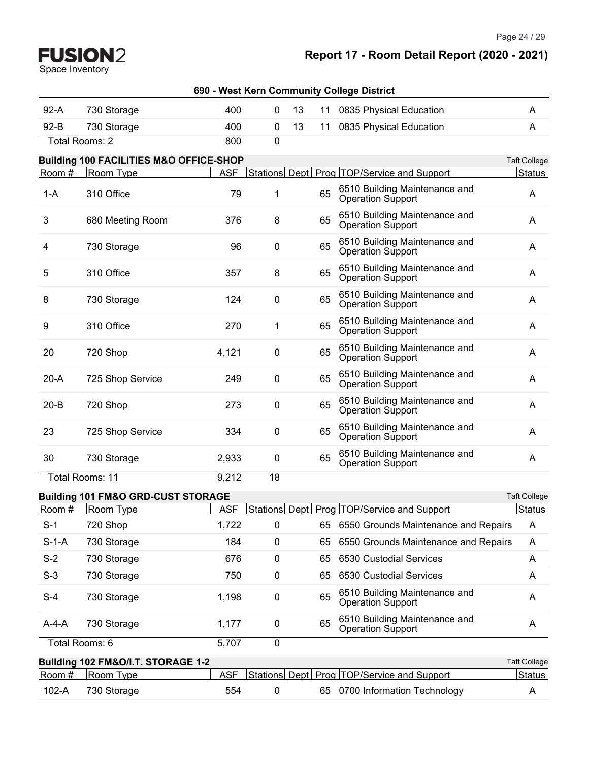**690 - West Kern Community College District**

| Room # | Room Type | ASF | Stations | Dept | Prog | TOP/Service and Support | Status |
|---|---|---|---|---|---|---|---|
| 92-A | 730 Storage | 400 | 0 | 13 | 11 | 0835 Physical Education | A |
| 92-B | 730 Storage | 400 | 0 | 13 | 11 | 0835 Physical Education | A |
| Total Rooms: 2 | | 800 | 0 | | | | |

### Building 100 FACILITIES M&O OFFICE-SHOP

Taft College

| Room # | Room Type | ASF | Stations | Dept | Prog | TOP/Service and Support | Status |
|---|---|---|---|---|---|---|---|
| 1-A | 310 Office | 79 | 1 | | 65 | 6510 Building Maintenance and Operation Support | A |
| 3 | 680 Meeting Room | 376 | 8 | | 65 | 6510 Building Maintenance and Operation Support | A |
| 4 | 730 Storage | 96 | 0 | | 65 | 6510 Building Maintenance and Operation Support | A |
| 5 | 310 Office | 357 | 8 | | 65 | 6510 Building Maintenance and Operation Support | A |
| 8 | 730 Storage | 124 | 0 | | 65 | 6510 Building Maintenance and Operation Support | A |
| 9 | 310 Office | 270 | 1 | | 65 | 6510 Building Maintenance and Operation Support | A |
| 20 | 720 Shop | 4,121 | 0 | | 65 | 6510 Building Maintenance and Operation Support | A |
| 20-A | 725 Shop Service | 249 | 0 | | 65 | 6510 Building Maintenance and Operation Support | A |
| 20-B | 720 Shop | 273 | 0 | | 65 | 6510 Building Maintenance and Operation Support | A |
| 23 | 725 Shop Service | 334 | 0 | | 65 | 6510 Building Maintenance and Operation Support | A |
| 30 | 730 Storage | 2,933 | 0 | | 65 | 6510 Building Maintenance and Operation Support | A |
| Total Rooms: 11 | | 9,212 | 18 | | | | |

### Building 101 FM&O GRD-CUST STORAGE

Taft College

| Room # | Room Type | ASF | Stations | Dept | Prog | TOP/Service and Support | Status |
|---|---|---|---|---|---|---|---|
| S-1 | 720 Shop | 1,722 | 0 | | 65 | 6550 Grounds Maintenance and Repairs | A |
| S-1-A | 730 Storage | 184 | 0 | | 65 | 6550 Grounds Maintenance and Repairs | A |
| S-2 | 730 Storage | 676 | 0 | | 65 | 6530 Custodial Services | A |
| S-3 | 730 Storage | 750 | 0 | | 65 | 6530 Custodial Services | A |
| S-4 | 730 Storage | 1,198 | 0 | | 65 | 6510 Building Maintenance and Operation Support | A |
| A-4-A | 730 Storage | 1,177 | 0 | | 65 | 6510 Building Maintenance and Operation Support | A |
| Total Rooms: 6 | | 5,707 | 0 | | | | |

### Building 102 FM&O/I.T. STORAGE 1-2

Taft College

| Room # | Room Type | ASF | Stations | Dept | Prog | TOP/Service and Support | Status |
|---|---|---|---|---|---|---|---|
| 102-A | 730 Storage | 554 | 0 | | 65 | 0700 Information Technology | A |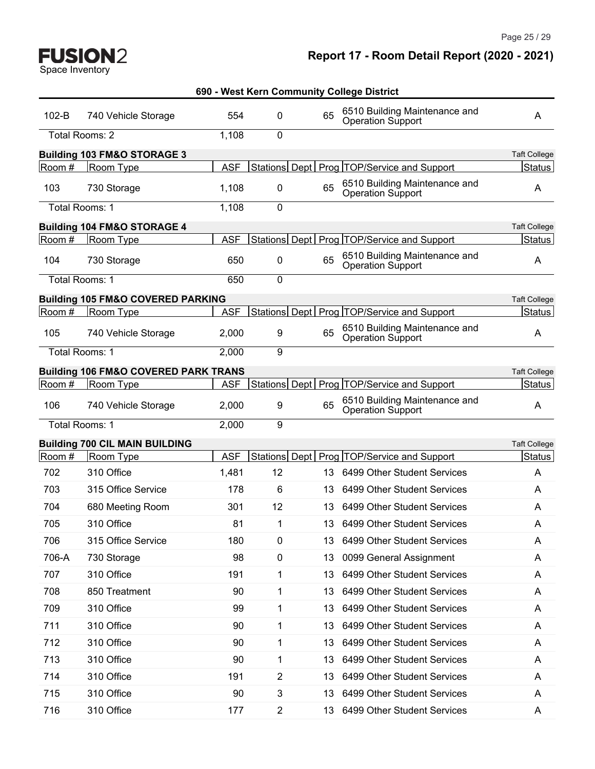## Report 17 - Room Detail Report (2020 - 2021)

### 690 - West Kern Community College District

| Room # | Room Type | ASF | Stations | Dept | Prog | TOP/Service and Support | Status |
|---|---|---|---|---|---|---|---|
| 102-B | 740 Vehicle Storage | 554 | 0 | | 65 | 6510 Building Maintenance and Operation Support | A |
| Total Rooms: 2 | | 1,108 | 0 | | | | |

**Building 103 FM&O STORAGE 3** — Taft College

| Room # | Room Type | ASF | Stations | Dept | Prog | TOP/Service and Support | Status |
|---|---|---|---|---|---|---|---|
| 103 | 730 Storage | 1,108 | 0 | | 65 | 6510 Building Maintenance and Operation Support | A |
| Total Rooms: 1 | | 1,108 | 0 | | | | |

**Building 104 FM&O STORAGE 4** — Taft College

| Room # | Room Type | ASF | Stations | Dept | Prog | TOP/Service and Support | Status |
|---|---|---|---|---|---|---|---|
| 104 | 730 Storage | 650 | 0 | | 65 | 6510 Building Maintenance and Operation Support | A |
| Total Rooms: 1 | | 650 | 0 | | | | |

**Building 105 FM&O COVERED PARKING** — Taft College

| Room # | Room Type | ASF | Stations | Dept | Prog | TOP/Service and Support | Status |
|---|---|---|---|---|---|---|---|
| 105 | 740 Vehicle Storage | 2,000 | 9 | | 65 | 6510 Building Maintenance and Operation Support | A |
| Total Rooms: 1 | | 2,000 | 9 | | | | |

**Building 106 FM&O COVERED PARK TRANS** — Taft College

| Room # | Room Type | ASF | Stations | Dept | Prog | TOP/Service and Support | Status |
|---|---|---|---|---|---|---|---|
| 106 | 740 Vehicle Storage | 2,000 | 9 | | 65 | 6510 Building Maintenance and Operation Support | A |
| Total Rooms: 1 | | 2,000 | 9 | | | | |

**Building 700 CIL MAIN BUILDING** — Taft College

| Room # | Room Type | ASF | Stations | Dept | Prog | TOP/Service and Support | Status |
|---|---|---|---|---|---|---|---|
| 702 | 310 Office | 1,481 | 12 | | 13 | 6499 Other Student Services | A |
| 703 | 315 Office Service | 178 | 6 | | 13 | 6499 Other Student Services | A |
| 704 | 680 Meeting Room | 301 | 12 | | 13 | 6499 Other Student Services | A |
| 705 | 310 Office | 81 | 1 | | 13 | 6499 Other Student Services | A |
| 706 | 315 Office Service | 180 | 0 | | 13 | 6499 Other Student Services | A |
| 706-A | 730 Storage | 98 | 0 | | 13 | 0099 General Assignment | A |
| 707 | 310 Office | 191 | 1 | | 13 | 6499 Other Student Services | A |
| 708 | 850 Treatment | 90 | 1 | | 13 | 6499 Other Student Services | A |
| 709 | 310 Office | 99 | 1 | | 13 | 6499 Other Student Services | A |
| 711 | 310 Office | 90 | 1 | | 13 | 6499 Other Student Services | A |
| 712 | 310 Office | 90 | 1 | | 13 | 6499 Other Student Services | A |
| 713 | 310 Office | 90 | 1 | | 13 | 6499 Other Student Services | A |
| 714 | 310 Office | 191 | 2 | | 13 | 6499 Other Student Services | A |
| 715 | 310 Office | 90 | 3 | | 13 | 6499 Other Student Services | A |
| 716 | 310 Office | 177 | 2 | | 13 | 6499 Other Student Services | A |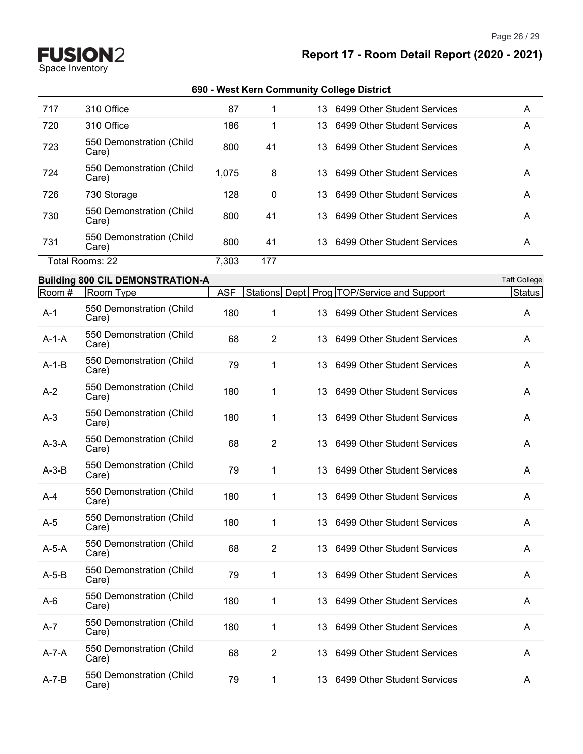## 690 - West Kern Community College District

| Room # | Room Type | ASF | Stations | Dept | Prog | TOP/Service and Support | Status |
|---|---|---|---|---|---|---|---|
| 717 | 310 Office | 87 | 1 | | 13 | 6499 Other Student Services | A |
| 720 | 310 Office | 186 | 1 | | 13 | 6499 Other Student Services | A |
| 723 | 550 Demonstration (Child Care) | 800 | 41 | | 13 | 6499 Other Student Services | A |
| 724 | 550 Demonstration (Child Care) | 1,075 | 8 | | 13 | 6499 Other Student Services | A |
| 726 | 730 Storage | 128 | 0 | | 13 | 6499 Other Student Services | A |
| 730 | 550 Demonstration (Child Care) | 800 | 41 | | 13 | 6499 Other Student Services | A |
| 731 | 550 Demonstration (Child Care) | 800 | 41 | | 13 | 6499 Other Student Services | A |
| Total Rooms: 22 | | 7,303 | 177 | | | | |

### Building 800 CIL DEMONSTRATION-A

Taft College

| Room # | Room Type | ASF | Stations | Dept | Prog | TOP/Service and Support | Status |
|---|---|---|---|---|---|---|---|
| A-1 | 550 Demonstration (Child Care) | 180 | 1 | | 13 | 6499 Other Student Services | A |
| A-1-A | 550 Demonstration (Child Care) | 68 | 2 | | 13 | 6499 Other Student Services | A |
| A-1-B | 550 Demonstration (Child Care) | 79 | 1 | | 13 | 6499 Other Student Services | A |
| A-2 | 550 Demonstration (Child Care) | 180 | 1 | | 13 | 6499 Other Student Services | A |
| A-3 | 550 Demonstration (Child Care) | 180 | 1 | | 13 | 6499 Other Student Services | A |
| A-3-A | 550 Demonstration (Child Care) | 68 | 2 | | 13 | 6499 Other Student Services | A |
| A-3-B | 550 Demonstration (Child Care) | 79 | 1 | | 13 | 6499 Other Student Services | A |
| A-4 | 550 Demonstration (Child Care) | 180 | 1 | | 13 | 6499 Other Student Services | A |
| A-5 | 550 Demonstration (Child Care) | 180 | 1 | | 13 | 6499 Other Student Services | A |
| A-5-A | 550 Demonstration (Child Care) | 68 | 2 | | 13 | 6499 Other Student Services | A |
| A-5-B | 550 Demonstration (Child Care) | 79 | 1 | | 13 | 6499 Other Student Services | A |
| A-6 | 550 Demonstration (Child Care) | 180 | 1 | | 13 | 6499 Other Student Services | A |
| A-7 | 550 Demonstration (Child Care) | 180 | 1 | | 13 | 6499 Other Student Services | A |
| A-7-A | 550 Demonstration (Child Care) | 68 | 2 | | 13 | 6499 Other Student Services | A |
| A-7-B | 550 Demonstration (Child Care) | 79 | 1 | | 13 | 6499 Other Student Services | A |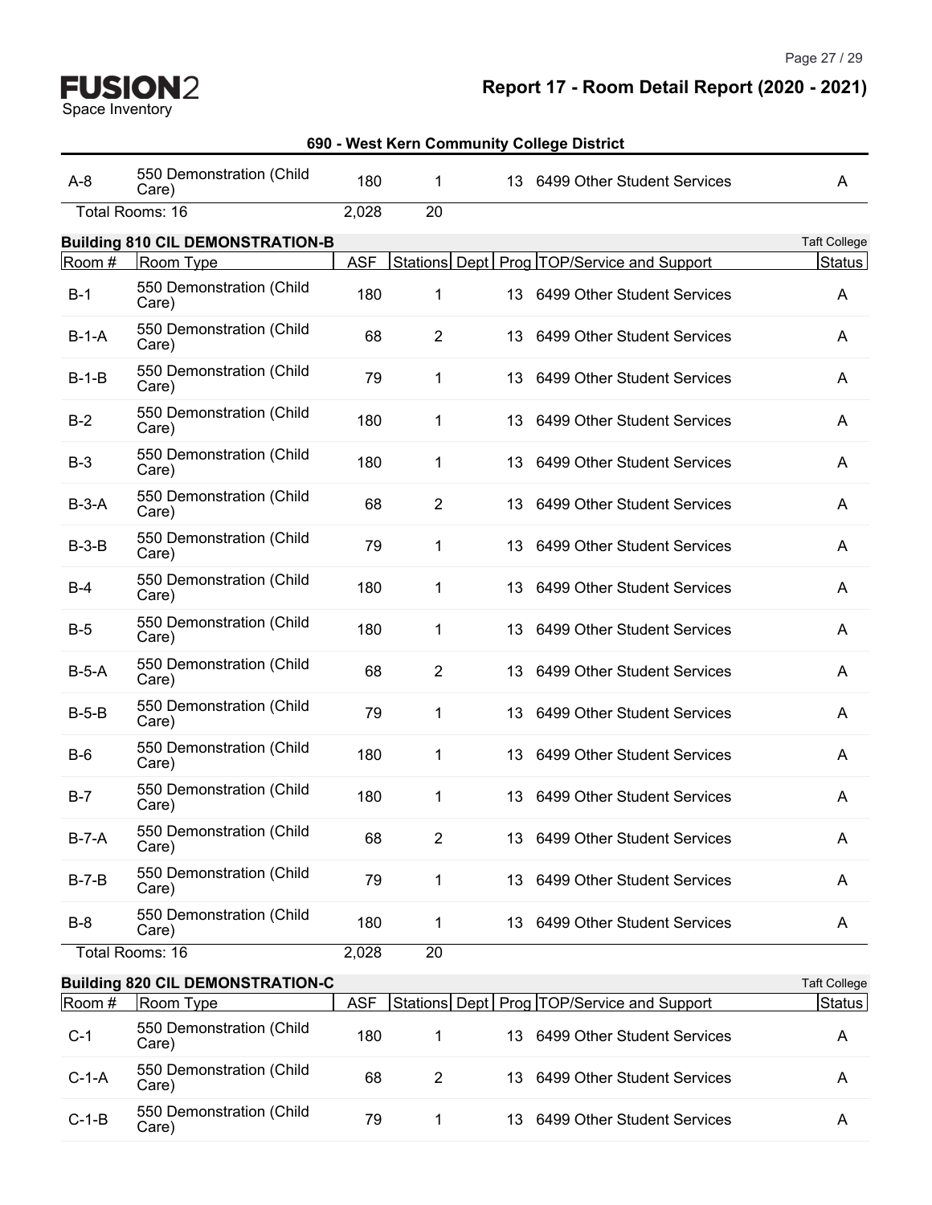**690 - West Kern Community College District**

| Room # | Room Type | ASF | Stations | Dept | Prog | TOP/Service and Support | Status |
|---|---|---|---|---|---|---|---|
| A-8 | 550 Demonstration (Child Care) | 180 | 1 | | 13 | 6499 Other Student Services | A |
| Total Rooms: 16 | | 2,028 | 20 | | | | |

**Building 810 CIL DEMONSTRATION-B** — Taft College

| Room # | Room Type | ASF | Stations | Dept | Prog | TOP/Service and Support | Status |
|---|---|---|---|---|---|---|---|
| B-1 | 550 Demonstration (Child Care) | 180 | 1 | | 13 | 6499 Other Student Services | A |
| B-1-A | 550 Demonstration (Child Care) | 68 | 2 | | 13 | 6499 Other Student Services | A |
| B-1-B | 550 Demonstration (Child Care) | 79 | 1 | | 13 | 6499 Other Student Services | A |
| B-2 | 550 Demonstration (Child Care) | 180 | 1 | | 13 | 6499 Other Student Services | A |
| B-3 | 550 Demonstration (Child Care) | 180 | 1 | | 13 | 6499 Other Student Services | A |
| B-3-A | 550 Demonstration (Child Care) | 68 | 2 | | 13 | 6499 Other Student Services | A |
| B-3-B | 550 Demonstration (Child Care) | 79 | 1 | | 13 | 6499 Other Student Services | A |
| B-4 | 550 Demonstration (Child Care) | 180 | 1 | | 13 | 6499 Other Student Services | A |
| B-5 | 550 Demonstration (Child Care) | 180 | 1 | | 13 | 6499 Other Student Services | A |
| B-5-A | 550 Demonstration (Child Care) | 68 | 2 | | 13 | 6499 Other Student Services | A |
| B-5-B | 550 Demonstration (Child Care) | 79 | 1 | | 13 | 6499 Other Student Services | A |
| B-6 | 550 Demonstration (Child Care) | 180 | 1 | | 13 | 6499 Other Student Services | A |
| B-7 | 550 Demonstration (Child Care) | 180 | 1 | | 13 | 6499 Other Student Services | A |
| B-7-A | 550 Demonstration (Child Care) | 68 | 2 | | 13 | 6499 Other Student Services | A |
| B-7-B | 550 Demonstration (Child Care) | 79 | 1 | | 13 | 6499 Other Student Services | A |
| B-8 | 550 Demonstration (Child Care) | 180 | 1 | | 13 | 6499 Other Student Services | A |
| Total Rooms: 16 | | 2,028 | 20 | | | | |

**Building 820 CIL DEMONSTRATION-C** — Taft College

| Room # | Room Type | ASF | Stations | Dept | Prog | TOP/Service and Support | Status |
|---|---|---|---|---|---|---|---|
| C-1 | 550 Demonstration (Child Care) | 180 | 1 | | 13 | 6499 Other Student Services | A |
| C-1-A | 550 Demonstration (Child Care) | 68 | 2 | | 13 | 6499 Other Student Services | A |
| C-1-B | 550 Demonstration (Child Care) | 79 | 1 | | 13 | 6499 Other Student Services | A |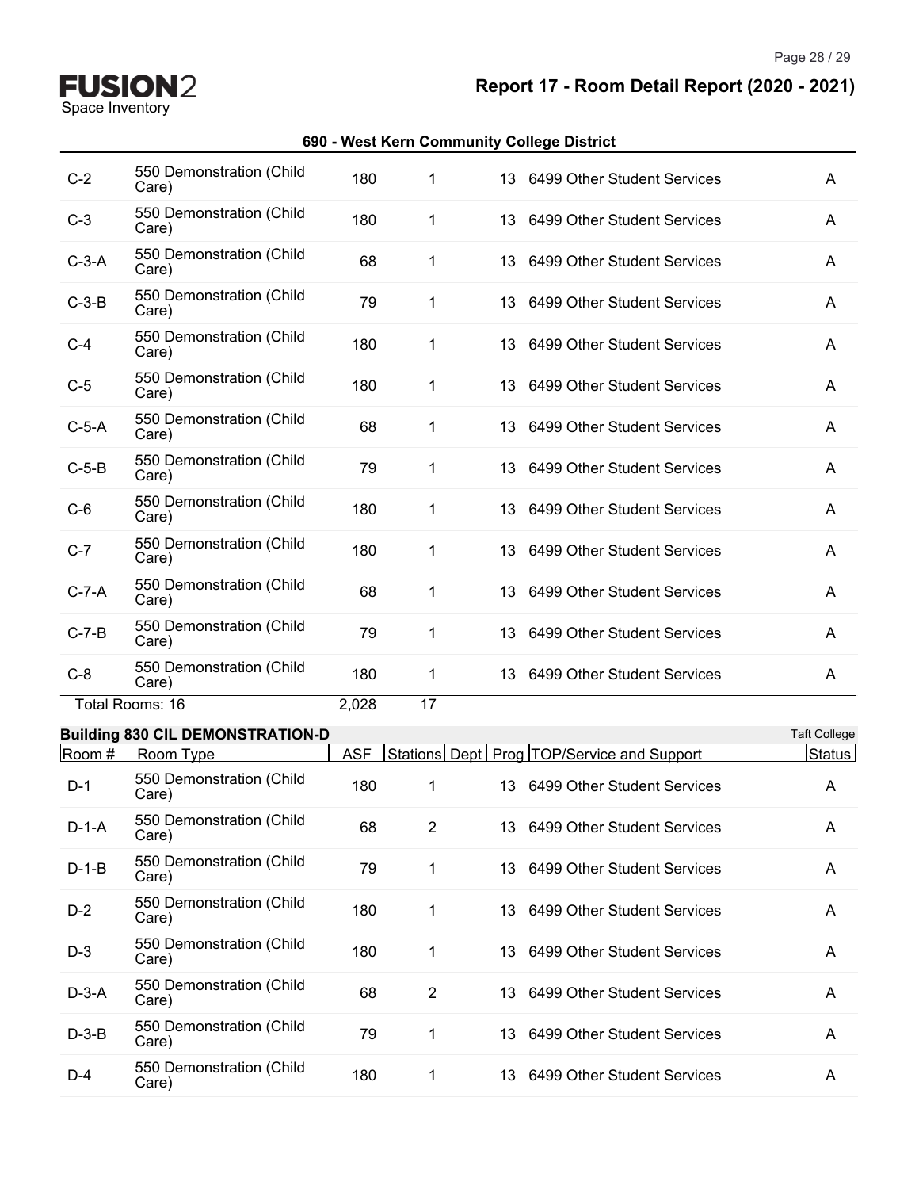**690 - West Kern Community College District**

| Room # | Room Type | ASF | Stations | Dept | Prog | TOP/Service and Support | Status |
|---|---|---|---|---|---|---|---|
| C-2 | 550 Demonstration (Child Care) | 180 | 1 | | 13 | 6499 Other Student Services | A |
| C-3 | 550 Demonstration (Child Care) | 180 | 1 | | 13 | 6499 Other Student Services | A |
| C-3-A | 550 Demonstration (Child Care) | 68 | 1 | | 13 | 6499 Other Student Services | A |
| C-3-B | 550 Demonstration (Child Care) | 79 | 1 | | 13 | 6499 Other Student Services | A |
| C-4 | 550 Demonstration (Child Care) | 180 | 1 | | 13 | 6499 Other Student Services | A |
| C-5 | 550 Demonstration (Child Care) | 180 | 1 | | 13 | 6499 Other Student Services | A |
| C-5-A | 550 Demonstration (Child Care) | 68 | 1 | | 13 | 6499 Other Student Services | A |
| C-5-B | 550 Demonstration (Child Care) | 79 | 1 | | 13 | 6499 Other Student Services | A |
| C-6 | 550 Demonstration (Child Care) | 180 | 1 | | 13 | 6499 Other Student Services | A |
| C-7 | 550 Demonstration (Child Care) | 180 | 1 | | 13 | 6499 Other Student Services | A |
| C-7-A | 550 Demonstration (Child Care) | 68 | 1 | | 13 | 6499 Other Student Services | A |
| C-7-B | 550 Demonstration (Child Care) | 79 | 1 | | 13 | 6499 Other Student Services | A |
| C-8 | 550 Demonstration (Child Care) | 180 | 1 | | 13 | 6499 Other Student Services | A |
| Total Rooms: 16 | | 2,028 | 17 | | | | |

**Building 830 CIL DEMONSTRATION-D** — Taft College

| Room # | Room Type | ASF | Stations | Dept | Prog | TOP/Service and Support | Status |
|---|---|---|---|---|---|---|---|
| D-1 | 550 Demonstration (Child Care) | 180 | 1 | | 13 | 6499 Other Student Services | A |
| D-1-A | 550 Demonstration (Child Care) | 68 | 2 | | 13 | 6499 Other Student Services | A |
| D-1-B | 550 Demonstration (Child Care) | 79 | 1 | | 13 | 6499 Other Student Services | A |
| D-2 | 550 Demonstration (Child Care) | 180 | 1 | | 13 | 6499 Other Student Services | A |
| D-3 | 550 Demonstration (Child Care) | 180 | 1 | | 13 | 6499 Other Student Services | A |
| D-3-A | 550 Demonstration (Child Care) | 68 | 2 | | 13 | 6499 Other Student Services | A |
| D-3-B | 550 Demonstration (Child Care) | 79 | 1 | | 13 | 6499 Other Student Services | A |
| D-4 | 550 Demonstration (Child Care) | 180 | 1 | | 13 | 6499 Other Student Services | A |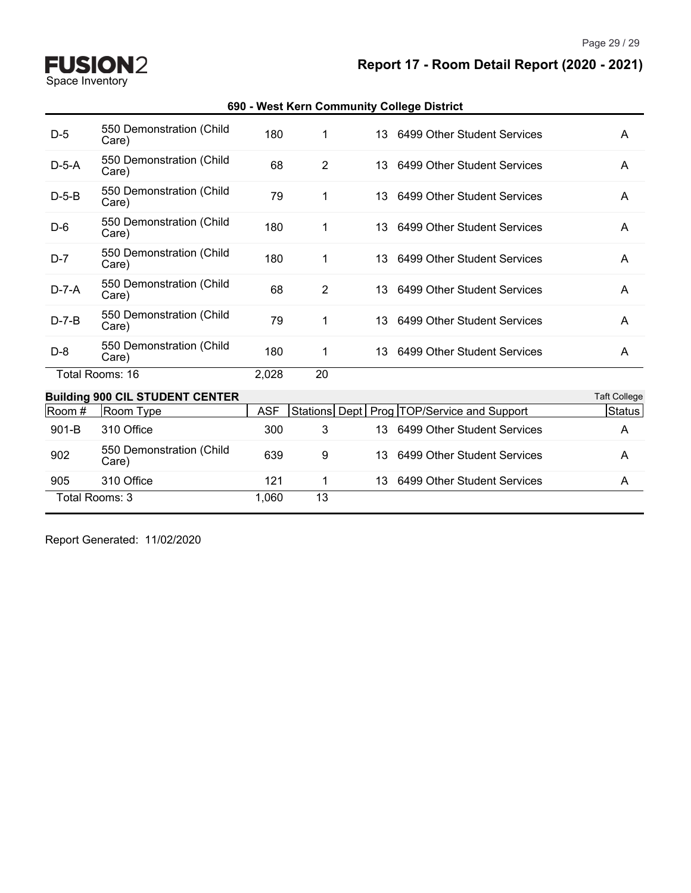## 690 - West Kern Community College District

| Room # | Room Type | ASF | Stations | Dept | Prog | TOP/Service and Support | Status |
|---|---|---|---|---|---|---|---|
| D-5 | 550 Demonstration (Child Care) | 180 | 1 | | 13 | 6499 Other Student Services | A |
| D-5-A | 550 Demonstration (Child Care) | 68 | 2 | | 13 | 6499 Other Student Services | A |
| D-5-B | 550 Demonstration (Child Care) | 79 | 1 | | 13 | 6499 Other Student Services | A |
| D-6 | 550 Demonstration (Child Care) | 180 | 1 | | 13 | 6499 Other Student Services | A |
| D-7 | 550 Demonstration (Child Care) | 180 | 1 | | 13 | 6499 Other Student Services | A |
| D-7-A | 550 Demonstration (Child Care) | 68 | 2 | | 13 | 6499 Other Student Services | A |
| D-7-B | 550 Demonstration (Child Care) | 79 | 1 | | 13 | 6499 Other Student Services | A |
| D-8 | 550 Demonstration (Child Care) | 180 | 1 | | 13 | 6499 Other Student Services | A |
| Total Rooms: 16 | | 2,028 | 20 | | | | |

### Building 900 CIL STUDENT CENTER

Taft College

| Room # | Room Type | ASF | Stations | Dept | Prog | TOP/Service and Support | Status |
|---|---|---|---|---|---|---|---|
| 901-B | 310 Office | 300 | 3 | | 13 | 6499 Other Student Services | A |
| 902 | 550 Demonstration (Child Care) | 639 | 9 | | 13 | 6499 Other Student Services | A |
| 905 | 310 Office | 121 | 1 | | 13 | 6499 Other Student Services | A |
| Total Rooms: 3 | | 1,060 | 13 | | | | |

Report Generated: 11/02/2020